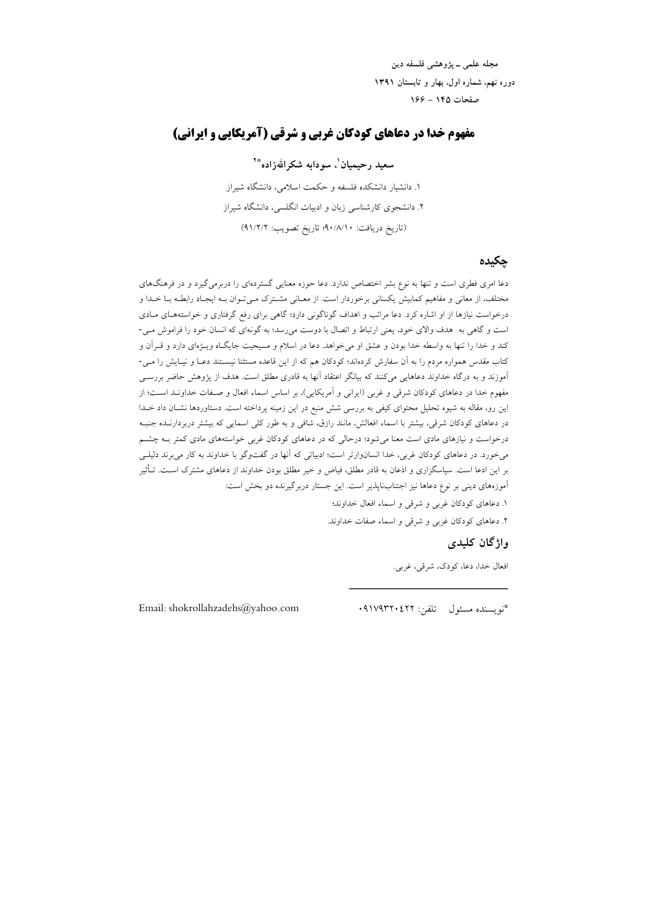# مفهوم خدا در دعاهای کودکان غربی و شرقی (آمریکایی و ایرانی)

**سعید رحیمیان[1]، سودابه شکرالله‌زاده*[2]**

۱. دانشیار دانشکده فلسفه و حکمت اسلامی، دانشگاه شیراز

۲. دانشجوی کارشناسی زبان و ادبیات انگلسی، دانشگاه شیراز

(تاریخ دریافت: ۹۰/۸/۱۰؛ تاریخ تصویب: ۹۱/۲/۲)

## چکیده

دعا امری فطری است و تنها به نوع بشر اختصاص ندارد. دعا حوزه معنایی گسترده‌ای را دربرمی‌گیرد و در فرهنگ‌های مختلف، از معانی و مفاهیم کمابیش یکسانی برخوردار است. از معانی مشترک می‌توان به ایجاد رابطه با خدا و درخواست نیازها از او اشاره کرد. دعا مراتب و اهداف گوناگونی دارد؛ گاهی برای رفع گرفتاری و خواسته‌های مادی است و گاهی به هدف والای خود، یعنی ارتباط و اتصال با دوست می‌رسد؛ به گونه‌ای که انسان خود را فراموش می‌کند و خدا را تنها به واسطه خدا بودن و عشق او می‌خواهد. دعا در اسلام و مسیحیت جایگاه ویژه‌ای دارد و قرآن و کتاب مقدس همواره مردم را به آن سفارش کرده‌اند؛ کودکان هم که از این قاعده مستثنا نیستند دعا و نیایش را می‌آموزند و به درگاه خداوند دعاهایی می‌کنند که بیانگر اعتقاد آنها به قادری مطلق است. هدف از پژوهش حاضر بررسی مفهوم خدا در دعاهای کودکان شرقی و غربی (ایرانی و آمریکایی)، بر اساس اسماء افعال و صفات خداوند است؛ از این رو، مقاله به شیوه تحلیل محتوای کیفی به بررسی شش منبع در این زمینه پرداخته است. دستاوردها نشان داد خدا در دعاهای کودکان شرقی، بیشتر با اسماء افعالش، مانند رازق، شافی و به طور کلی اسمایی که بیشتر دربردارنده جنبه درخواست و نیازهای مادی است معنا می‌شود؛ درحالی که در دعاهای کودکان غربی خواسته‌های مادی کمتر به چشم می‌خورد. در دعاهای کودکان غربی، خدا انسان‌وارتر است؛ ادبیاتی که آنها در گفت‌وگو با خداوند به کار می‌برند دلیلی بر این ادعا است. سپاسگزاری و اذعان به قادر مطلق، فیاض و خیر مطلق بودن خداوند از دعاهای مشترک است. تأثیر آموزه‌های دینی بر نوع دعاها نیز اجتناب‌ناپذیر است. این جستار دربرگیرنده دو بخش است:

۱. دعاهای کودکان غربی و شرقی و اسماء افعال خداوند؛

۲. دعاهای کودکان غربی و شرقی و اسماء صفات خداوند.

## واژگان کلیدی

افعال خدا، دعا، کودک، شرقی، غربی.

---

*نویسنده مسئول تلفن: ۰۹۱۷۹۳۲۰۴۲۲ Email: shokrollahzadehs@yahoo.com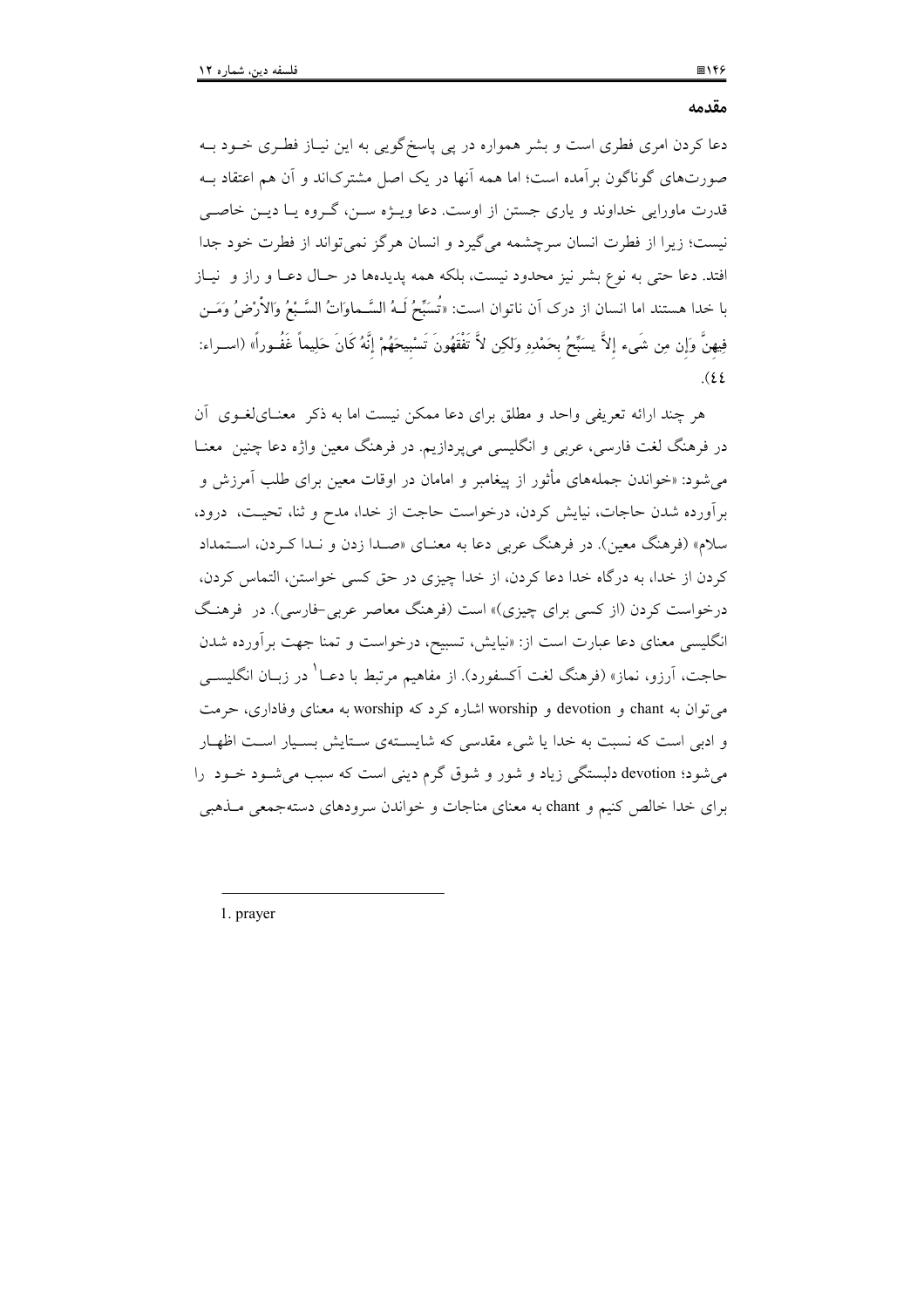## مقدمه

دعا کردن امری فطری است و بشر همواره در پی پاسخ‌گویی به این نیاز فطری خود به صورت‌های گوناگون برآمده است؛ اما همه آنها در یک اصل مشترک‌اند و آن هم اعتقاد به قدرت ماورایی خداوند و یاری جستن از اوست. دعا ویژه سن، گروه یا دین خاصی نیست؛ زیرا از فطرت انسان سرچشمه می‌گیرد و انسان هرگز نمی‌تواند از فطرت خود جدا افتد. دعا حتی به نوع بشر نیز محدود نیست، بلکه همه پدیده‌ها در حال دعا و راز و نیاز با خدا هستند اما انسان از درک آن ناتوان است: «تُسَبِّحُ لَهُ السَّماوَاتُ السَّبْعُ وَالأَرْضُ وَمَن فِيهِنَّ وَإِن مِن شَيء إِلاَّ يسَبِّحُ بِحَمْدِهِ وَلَكِن لاَّ تَفْقَهُونَ تَسْبِيحَهُمْ إِنَّهُ كَانَ حَلِيماً غَفُوراً» (اسراء: ٤٤).

هر چند ارائه تعریفی واحد و مطلق برای دعا ممکن نیست اما به ذکر معنای لغوی آن در فرهنگ لغت فارسی، عربی و انگلیسی می‌پردازیم. در فرهنگ معین واژه دعا چنین معنا می‌شود: «خواندن جمله‌های مأثور از پیغامبر و امامان در اوقات معین برای طلب آمرزش و برآورده شدن حاجات، نیایش کردن، درخواست حاجت از خدا، مدح و ثنا، تحیت، درود، سلام» (فرهنگ معین). در فرهنگ عربی دعا به معنای «صدا زدن و ندا کردن، استمداد کردن از خدا، به درگاه خدا دعا کردن، از خدا چیزی در حق کسی خواستن، التماس کردن، درخواست کردن (از کسی برای چیزی)» است (فرهنگ معاصر عربی-فارسی). در فرهنگ انگلیسی معنای دعا عبارت است از: «نیایش، تسبیح، درخواست و تمنا جهت برآورده شدن حاجت، آرزو، نماز» (فرهنگ لغت آکسفورد). از مفاهیم مرتبط با دعا[1] در زبان انگلیسی می‌توان به chant و devotion و worship اشاره کرد که worship به معنای وفاداری، حرمت و ادبی است که نسبت به خدا یا شیء مقدسی که شایسته‌ی ستایش بسیار است اظهار می‌شود؛ devotion دلبستگی زیاد و شور و شوق گرم دینی است که سبب می‌شود خود را برای خدا خالص کنیم و chant به معنای مناجات و خواندن سرودهای دسته‌جمعی مذهبی

---

1. prayer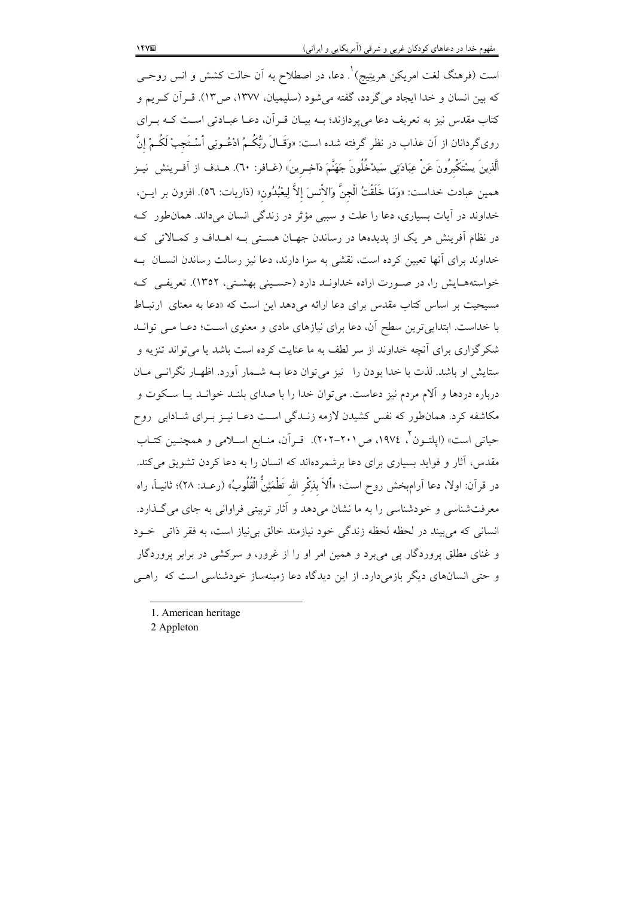است (فرهنگ لغت امریکن هریتیج)[1]. دعا، در اصطلاح به آن حالت کشش و انس روحی که بین انسان و خدا ایجاد می‌گردد، گفته می‌شود (سلیمیان، ۱۳۷۷، ص۱۳). قرآن کریم و کتاب مقدس نیز به تعریف دعا می‌پردازند؛ به بیان قرآن، دعا عبادتی است که برای روی‌گردانان از آن عذاب در نظر گرفته شده است: «وَقَالَ رَبُّکُمُ ادْعُونِی أَسْتَجِبْ لَکُمْ إِنَّ الَّذِینَ یسْتَکْبِرُونَ عَنْ عِبَادَتِی سَیدْخُلُونَ جَهَنَّمَ دَاخِرِینَ» (غافر: ٦٠). هدف از آفرینش نیز همین عبادت خداست: «وَمَا خَلَقْتُ الْجِنَّ وَالْإِنسَ إِلاَّ لِیعْبُدُونِ» (ذاریات: ٥٦). افزون بر این، خداوند در آیات بسیاری، دعا را علت و سببی مؤثر در زندگی انسان می‌داند. همان‌طور که در نظام آفرینش هر یک از پدیده‌ها در رساندن جهان هستی به اهداف و کمالاتی که خداوند برای آنها تعیین کرده است، نقشی به سزا دارند، دعا نیز رسالت رساندن انسان به خواسته‌هایش را، در صورت اراده خداوند دارد (حسینی بهشتی، ۱۳۵۲). تعریفی که مسیحیت بر اساس کتاب مقدس برای دعا ارائه می‌دهد این است که «دعا به معنای ارتباط با خداست. ابتدایی‌ترین سطح آن، دعا برای نیازهای مادی و معنوی است؛ دعا می توانند شکرگزاری برای آنچه خداوند از سر لطف به ما عنایت کرده است باشد یا می‌تواند تنزیه و ستایش او باشد. لذت با خدا بودن را نیز می‌توان دعا به شمار آورد. اظهار نگرانی مان درباره دردها و آلام مردم نیز دعاست. می‌توان خدا را با صدای بلند خواند یا سکوت و مکاشفه کرد. همان‌طور که نفس کشیدن لازمه زندگی است دعا نیز برای شادابی روح حیاتی است» (اپلتون[2]، ۱۹۷٤، ص۲۰۱-۲۰۲). قرآن، منابع اسلامی و همچنین کتاب مقدس، آثار و فواید بسیاری برای دعا برشمرده‌اند که انسان را به دعا کردن تشویق می‌کند. در قرآن: اولا، دعا آرام‌بخش روح است؛ «أَلاَ بِذِکْرِ اللهِ تَطْمَئِنُّ الْقُلُوبُ» (رعد: ٢٨)؛ ثانیاً، راه معرفت‌شناسی و خودشناسی را به ما نشان می‌دهد و آثار تربیتی فراوانی به جای می‌گذارد. انسانی که می‌بیند در لحظه لحظه زندگی خود نیازمند خالق بی‌نیاز است، به فقر ذاتی خود و غنای مطلق پروردگار پی می‌برد و همین امر او را از غرور، و سرکشی در برابر پروردگار و حتی انسان‌های دیگر بازمی‌دارد. از این دیدگاه دعا زمینه‌ساز خودشناسی است که راهی

---

1. American heritage
2. Appleton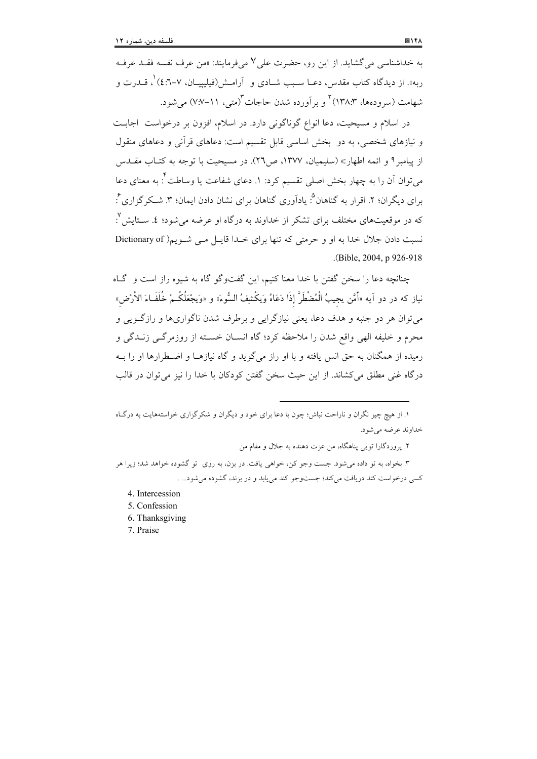به خداشناسی می‌گشاید. از این رو، حضرت علی[۷] می‌فرمایند: «من عرف نفسه فقد عرفه ربه». از دیدگاه کتاب مقدس، دعا سبب شادی و آرامش(فیلیپیان، ۷-۶:۴)[۱]، قدرت و شهامت (سروده‌ها، ۱۳۸:۳)[۲] و برآورده شدن حاجات[۳](متی، ۱۱-۷:۷) می‌شود.

در اسلام و مسیحیت، دعا انواع گوناگونی دارد. در اسلام، افزون بر درخواست اجابت و نیازهای شخصی، به دو بخش اساسی قابل تقسیم است: دعاهای قرآنی و دعاهای منقول از پیامبر[۹] و ائمه اطهار:» (سلیمیان، ۱۳۷۷، ص۲۶). در مسیحیت با توجه به کتاب مقدس می‌توان آن را به چهار بخش اصلی تقسیم کرد: ۱. دعای شفاعت یا وساطت[۴]: به معنای دعا برای دیگران؛ ۲. اقرار به گناهان[۵]: یادآوری گناهان برای نشان دادن ایمان؛ ۳. شکرگزاری[۶]: که در موقعیت‌های مختلف برای تشکر از خداوند به درگاه او عرضه می‌شود؛ ۴. ستایش[۷]: نسبت دادن جلال خدا به او و حرمتی که تنها برای خدا قایل می شویم( Dictionary of Bible, 2004, p 926-918).

چنانچه دعا را سخن گفتن با خدا معنا کنیم، این گفت‌وگو گاه به شیوه راز است و گاه نیاز که در دو آیه «أَمَّن يجيبُ الْمُضْطَرَّ إِذَا دَعَاهُ وَيَكْشِفُ السُّوءَ» و «وَيجْعَلُكُمْ خُلَفَاءَ الأرْضِ» می‌توان هر دو جنبه و هدف دعا، یعنی نیازگرایی و برطرف شدن ناگواری‌ها و رازگویی و محرم و خلیفه الهی واقع شدن را ملاحظه کرد؛ گاه انسان خسته از روزمرگی زندگی و رمیده از همگنان به حق انس یافته و با او راز می‌گوید و گاه نیازها و اضطرارها او را به درگاه غنی مطلق می‌کشاند. از این حیث سخن گفتن کودکان با خدا را نیز می‌توان در قالب

---

۱. از هیچ چیز نگران و ناراحت نباش؛ چون با دعا برای خود و دیگران و شکرگزاری خواسته‌هایت به درگاه خداوند عرضه می‌شود.

۲. پروردگارا تویی پناهگاه، من عزت دهنده به جلال و مقام من

۳. بخواه، به تو داده می‌شود. جست وجو کن، خواهی یافت. در بزن، به روی تو گشوده خواهد شد؛ زیرا هر کسی درخواست کند دریافت می‌کند؛ جست‌وجو کند می‌یابد و در بزند، گشوده می‌شود... .

4. Intercession
5. Confession
6. Thanksgiving
7. Praise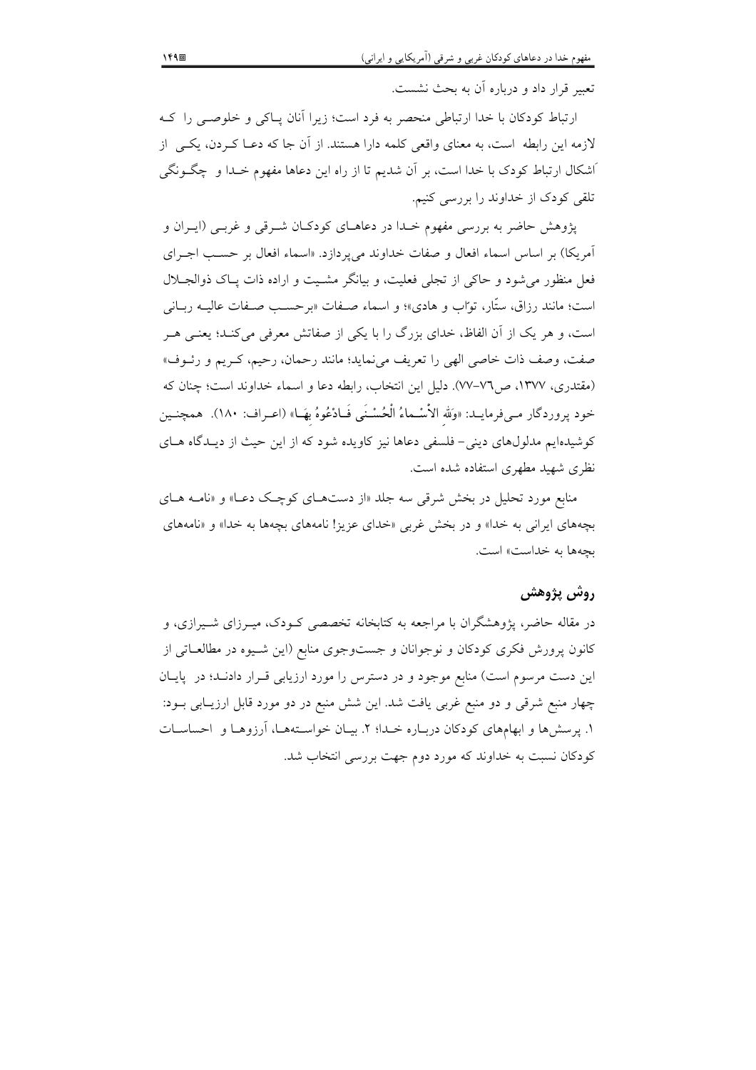تعبیر قرار داد و درباره آن به بحث نشست.

ارتباط کودکان با خدا ارتباطی منحصر به فرد است؛ زیرا آنان پـاکی و خلوصـی را کـه لازمه این رابطه است، به معنای واقعی کلمه دارا هستند. از آن جا که دعـا کـردن، یکـی از اَشکال ارتباط کودک با خدا است، بر آن شدیم تا از راه این دعاها مفهوم خـدا و چگـونگی تلقی کودک از خداوند را بررسی کنیم.

پژوهش حاضر به بررسی مفهوم خـدا در دعاهـای کودکـان شـرقی و غربـی (ایـران و آمریکا) بر اساس اسماء افعال و صفات خداوند می‌پردازد. «اسماء افعال بر حسـب اجـرای فعل منظور می‌شود و حاکی از تجلی فعلیت، و بیانگر مشـیت و اراده ذات پـاک ذوالجـلال است؛ مانند رزاق، ستّار، توّاب و هادی»؛ و اسماء صـفات «برحسـب صـفات عالیـه ربـانی است، و هر یک از آن الفاظ، خدای بزرگ را با یکی از صفاتش معرفی می‌کنـد؛ یعنـی هـر صفت، وصف ذات خاصی الهی را تعریف می‌نماید؛ مانند رحمان، رحیم، کـریم و رئـوف» (مقتدری، ۱۳۷۷، ص۷۶-۷۷). دلیل این انتخاب، رابطه دعا و اسماء خداوند است؛ چنان که خود پروردگار مـی‌فرمایـد: «وَلِلّهِ الأسْـماءُ الْحُسْـنَى فَـادْعُوهُ بِهَـا» (اعـراف: ۱۸۰). همچنـین کوشیده‌ایم مدلول‌های دینی- فلسفی دعاها نیز کاویده شود که از این حیث از دیـدگاه هـای نظری شهید مطهری استفاده شده است.

منابع مورد تحلیل در بخش شرقی سه جلد «از دستهـای کوچـک دعـا» و «نامـه هـای بچه‌های ایرانی به خدا» و در بخش غربی «خدای عزیز! نامه‌های بچه‌ها به خدا» و «نامه‌های بچه‌ها به خداست» است.

## روش پژوهش

در مقاله حاضر، پژوهشگران با مراجعه به کتابخانه تخصصی کـودک، میـرزای شـیرازی، و کانون پرورش فکری کودکان و نوجوانان و جست‌وجوی منابع (این شـیوه در مطالعـاتی از این دست مرسوم است) منابع موجود و در دسترس را مورد ارزیابی قـرار دادنـد؛ در پایـان چهار منبع شرقی و دو منبع غربی یافت شد. این شش منبع در دو مورد قابل ارزیـابی بـود: ۱. پرسش‌ها و ابهام‌های کودکان دربـاره خـدا؛ ۲. بیـان خواسـته‌هـا، آرزوهـا و احساسـات کودکان نسبت به خداوند که مورد دوم جهت بررسی انتخاب شد.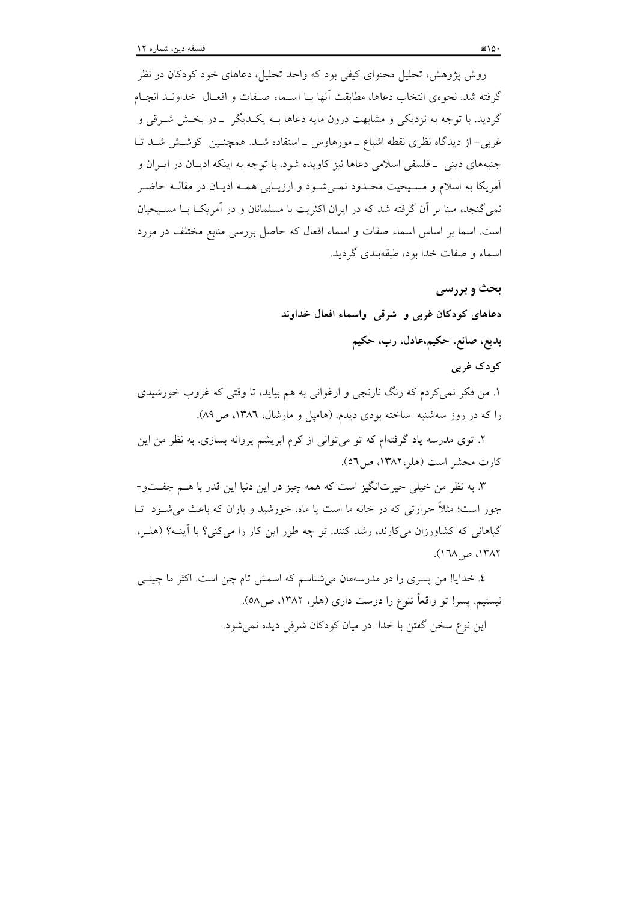روش پژوهش، تحلیل محتوای کیفی بود که واحد تحلیل، دعاهای خود کودکان در نظر گرفته شد. نحوه‌ی انتخاب دعاها، مطابقت آنها بـا اسـماء صـفات و افعـال خداونـد انجـام گردید. با توجه به نزدیکی و مشابهت درون مایه دعاها بـه یکـدیگر ـ در بخـش شـرقی و غربی- از دیدگاه نظری نقطه اشباع ـ مورهاوس ـ استفاده شـد. همچنـین کوشـش شـد تـا جنبه‌های دینی ـ فلسفی اسلامی دعاها نیز کاویده شود. با توجه به اینکه ادیـان در ایـران و آمریکا به اسلام و مسـیحیت محـدود نمـی‌شـود و ارزیـابی همـه ادیـان در مقالـه حاضـر نمی‌گنجد، مبنا بر آن گرفته شد که در ایران اکثریت با مسلمانان و در آمریکـا بـا مسـیحیان است. اسما بر اساس اسماء صفات و اسماء افعال که حاصل بررسی منابع مختلف در مورد اسماء و صفات خدا بود، طبقه‌بندی گردید.

## بحث و بررسی

### دعاهای کودکان غربی و شرقی واسماء افعال خداوند

### بدیع، صانع، حکیم،عادل، رب، حکیم

#### کودک غربی

۱. من فکر نمی‌کردم که رنگ نارنجی و ارغوانی به هم بیاید، تا وقتی که غروب خورشیدی را که در روز سه‌شنبه ساخته بودی دیدم. (هامپل و مارشال، ١٣٨٦، ص٨٩).

۲. توی مدرسه یاد گرفته‌ام که تو می‌توانی از کرم ابریشم پروانه بسازی. به نظر من این کارت محشر است (هلر،١٣٨٢، ص٥٦).

۳. به نظر من خیلی حیرت‌انگیز است که همه چیز در این دنیا این قدر با هـم جفـت‌و-جور است؛ مثلاً حرارتی که در خانه ما است یا ماه، خورشید و باران که باعث می‌شـود تـا گیاهانی که کشاورزان می‌کارند، رشد کنند. تو چه طور این کار را می‌کنی؟ با آینـه؟ (هلـر، ١٣٨٢، ص١٦٨).

٤. خدایا! من پسری را در مدرسه‌مان می‌شناسم که اسمش تام چن است. اکثر ما چینـی نیستیم. پسر! تو واقعاً تنوع را دوست داری (هلر، ١٣٨٢، ص٥٨).

این نوع سخن گفتن با خدا در میان کودکان شرقی دیده نمی‌شود.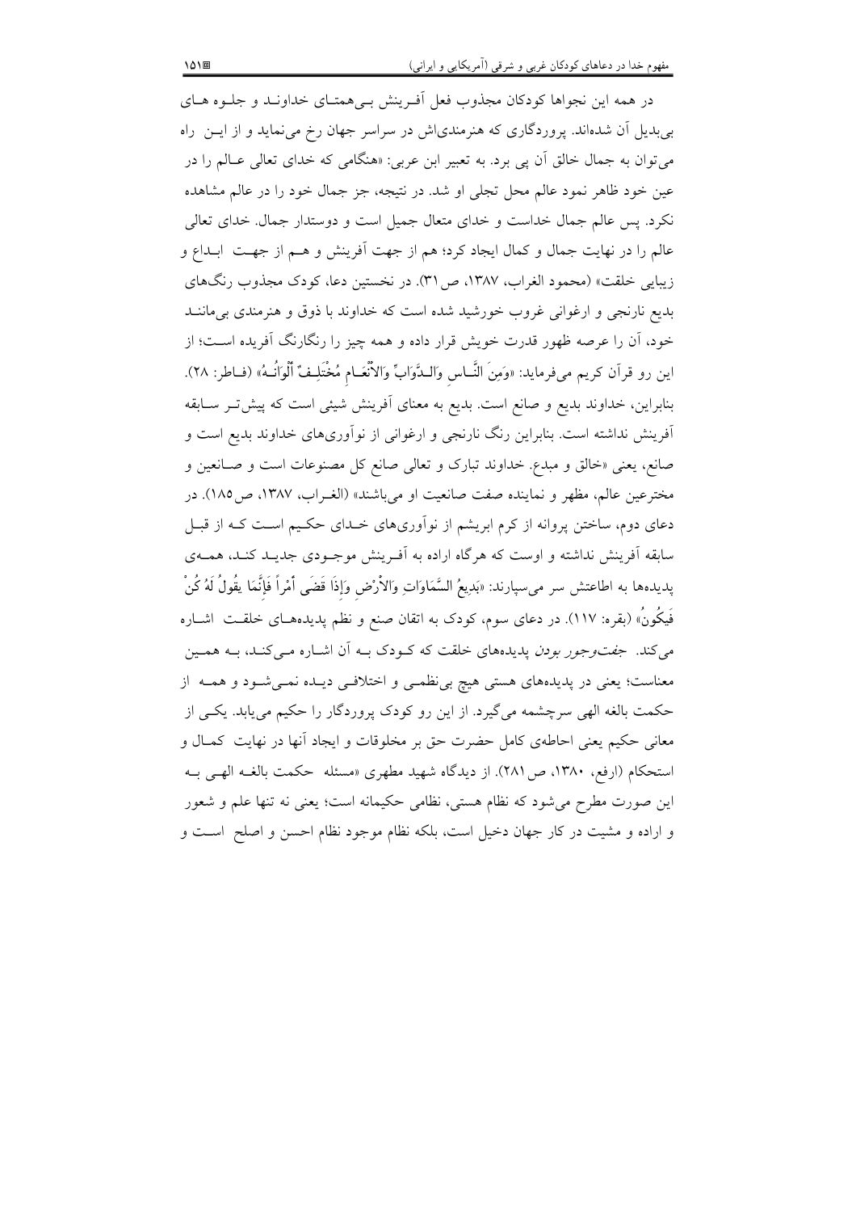در همه این نجواها کودکان مجذوب فعل آفرینش بی‌همتای خداوند و جلوه های بی‌بدیل آن شده‌اند. پروردگاری که هنرمندی‌اش در سراسر جهان رخ می‌نماید و از این راه می‌توان به جمال خالق آن پی برد. به تعبیر ابن عربی: «هنگامی که خدای تعالی عالم را در عین خود ظاهر نمود عالم محل تجلی او شد. در نتیجه، جز جمال خود را در عالم مشاهده نکرد. پس عالم جمال خداست و خدای متعال جمیل است و دوستدار جمال. خدای تعالی عالم را در نهایت جمال و کمال ایجاد کرد؛ هم از جهت آفرینش و هم از جهت ابداع و زیبایی خلقت» (محمود الغراب، ۱۳۸۷، ص۳۱). در نخستین دعا، کودک مجذوب رنگ‌های بدیع نارنجی و ارغوانی غروب خورشید شده است که خداوند با ذوق و هنرمندی بی‌مانند خود، آن را عرصه ظهور قدرت خویش قرار داده و همه چیز را رنگارنگ آفریده است؛ از این رو قرآن کریم می‌فرماید: «وَمِنَ النَّاسِ وَالدَّوَابِّ وَالْأَنْعَامِ مُخْتَلِفٌ أَلْوَانُهُ» (فاطر: ۲۸). بنابراین، خداوند بدیع و صانع است. بدیع به معنای آفرینش شیئی است که پیش‌تر سابقه آفرینش نداشته است. بنابراین رنگ نارنجی و ارغوانی از نوآوری‌های خداوند بدیع است و صانع، یعنی «خالق و مبدع. خداوند تبارک و تعالی صانع کل مصنوعات است و صانعین و مخترعین عالم، مظهر و نماینده صفت صانعیت او می‌باشند» (الغراب، ۱۳۸۷، ص۱۸۵). در دعای دوم، ساختن پروانه از کرم ابریشم از نوآوری‌های خدای حکیم است که از قبل سابقه آفرینش نداشته و اوست که هرگاه اراده به آفرینش موجودی جدید کند، همه‌ی پدیده‌ها به اطاعتش سر می‌سپارند: «بَدِيعُ السَّمَاوَاتِ وَالْأَرْضِ وَإِذَا قَضَى أَمْراً فَإِنَّمَا يَقُولُ لَهُ كُنْ فَيَكُونُ» (بقره: ۱۱۷). در دعای سوم، کودک به اتقان صنع و نظم پدیده‌های خلقت اشاره می‌کند. *جفت‌وجور بودن* پدیده‌های خلقت که کودک به آن اشاره می‌کند، به همین معناست؛ یعنی در پدیده‌های هستی هیچ بی‌نظمی و اختلافی دیده نمی‌شود و همه از حکمت بالغه الهی سرچشمه می‌گیرد. از این رو کودک پروردگار را حکیم می‌یابد. یکی از معانی حکیم یعنی احاطه‌ی کامل حضرت حق بر مخلوقات و ایجاد آنها در نهایت کمال و استحکام (ارفع، ۱۳۸۰، ص۲۸۱). از دیدگاه شهید مطهری «مسئله حکمت بالغه الهی به این صورت مطرح می‌شود که نظام هستی، نظامی حکیمانه است؛ یعنی نه تنها علم و شعور و اراده و مشیت در کار جهان دخیل است، بلکه نظام موجود نظام احسن و اصلح است و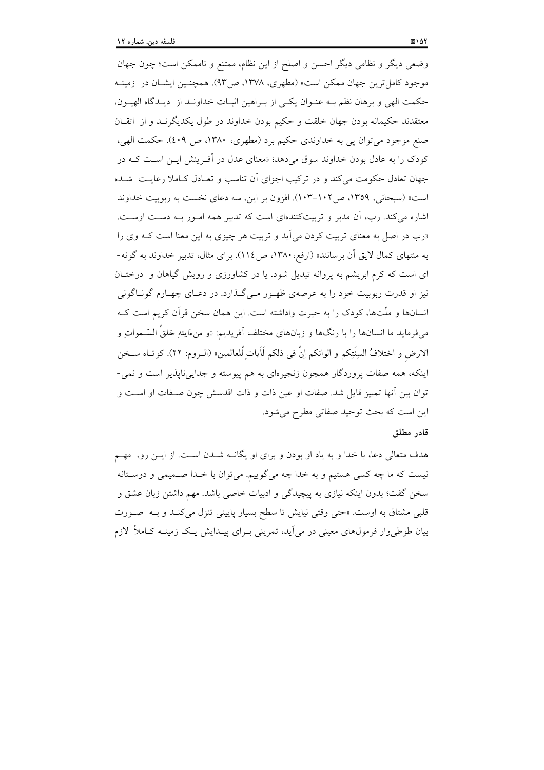وضعی دیگر و نظامی دیگر احسن و اصلح از این نظام، ممتنع و ناممکن است؛ چون جهان موجود کامل‌ترین جهان ممکن است» (مطهری، ۱۳۷۸، ص۹۳). همچنین ایشان در زمینه حکمت الهی و برهان نظم به عنوان یکی از براهین اثبات خداوند از دیدگاه الهیون، معتقدند حکیمانه بودن جهان خلقت و حکیم بودن خداوند در طول یکدیگرند و از اتقان صنع موجود می‌توان پی به خداوندی حکیم برد (مطهری، ۱۳۸۰، ص ۴۰۹). حکمت الهی، کودک را به عادل بودن خداوند سوق می‌دهد؛ «معنای عدل در آفرینش این است که در جهان تعادل حکومت می‌کند و در ترکیب اجزای آن تناسب و تعادل کاملا رعایت شده است» (سبحانی، ۱۳۵۹، ص۱۰۲-۱۰۳). افزون بر این، سه دعای نخست به ربوبیت خداوند اشاره می‌کند. رب، آن مدبر و تربیت‌کننده‌ای است که تدبیر همه امور به دست اوست. «رب در اصل به معنای تربیت کردن می‌آید و تربیت هر چیزی به این معنا است که وی را به منتهای کمال لایق آن برسانند» (ارفع،۱۳۸۰، ص۱۱٤). برای مثال، تدبیر خداوند به گونه- ای است که کرم ابریشم به پروانه تبدیل شود. یا در کشاورزی و رویش گیاهان و درختان نیز او قدرت ربوبیت خود را به عرصه‌ی ظهور می‌گذارد. در دعای چهارم گوناگونی انسانها و ملّت‌ها، کودک را به حیرت واداشته است. این همان سخن قرآن کریم است که می‌فرماید ما انسانها را با رنگ‌ها و زبان‌های مختلف آفریدیم: «و من ءایتهِ خلقُ السّموات و الارضِ و اختلافُ السِنَتِکم و الوانکم انّ فی ذلکم لَآیاتٍ لِّلعالمین» (الروم: ۲۲). کوتاه سخن اینکه، همه صفات پروردگار همچون زنجیره‌ای به هم پیوسته و جدایی‌ناپذیر است و نمی- توان بین آنها تمییز قایل شد. صفات او عین ذات و ذات اقدسش چون صفات او است و این است که بحث توحید صفاتی مطرح می‌شود.

### قادر مطلق

هدف متعالی دعا، با خدا و به یاد او بودن و برای او یگانه شدن است. از این رو، مهم نیست که ما چه کسی هستیم و به خدا چه می‌گوییم. می‌توان با خدا صمیمی و دوستانه سخن گفت؛ بدون اینکه نیازی به پیچیدگی و ادبیات خاصی باشد. مهم داشتن زبان عشق و قلبی مشتاق به اوست. «حتی وقتی نیایش تا سطح بسیار پایینی تنزل می‌کند و به صورت بیان طوطی‌وار فرمول‌های معینی در می‌آید، تمرینی برای پیدایش یک زمینه کاملاً لازم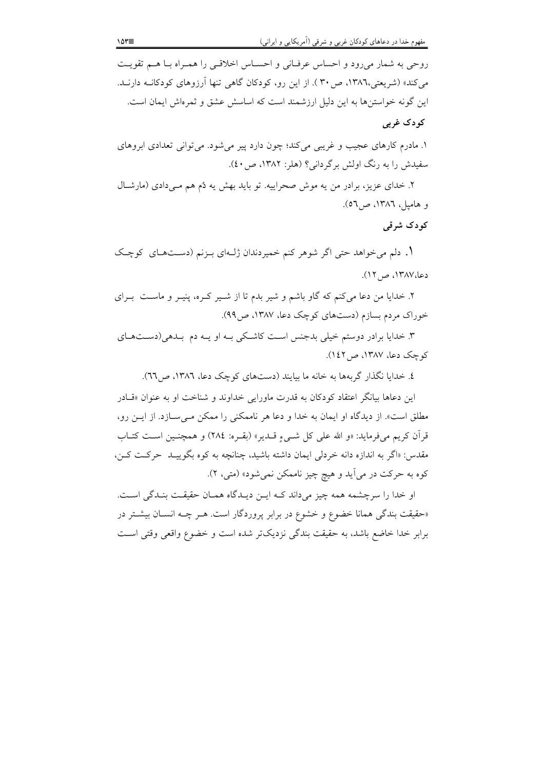روحی به شمار می‌رود و احساس عرفانی و احساس اخلاقی را همراه با هم تقویت می‌کند» (شریعتی،۱۳۸٦، ص۳۰ ). از این رو، کودکان گاهی تنها آرزوهای کودکانه دارند. این گونه خواستن‌ها به این دلیل ارزشمند است که اساسش عشق و ثمره‌اش ایمان است.

### کودک غربی

۱. مادرم کارهای عجیب و غریبی می‌کند؛ چون دارد پیر می‌شود. می‌توانی تعدادی ابروهای سفیدش را به رنگ اولش برگردانی؟ (هلر: ۱۳۸۲، ص۴۰).

۲. خدای عزیز، برادر من یه موش صحراییه. تو باید بهش یه دُم هم می‌دادی (مارشال و هامپل، ۱۳۸٦، ص٥٦).

### کودک شرقی

۱. دلم می‌خواهد حتی اگر شوهر کنم خمیردندان ژله‌ای بزنم (دست‌های کوچک دعا،۱۳۸۷، ص۱۲).

۲. خدایا من دعا می‌کنم که گاو باشم و شیر بدم تا از شیر کره، پنیر و ماست برای خوراک مردم بسازم (دست‌های کوچک دعا، ۱۳۸۷، ص۹۹).

۳. خدایا برادر دوستم خیلی بدجنس است کاشکی به او یه دم بدهی(دست‌های کوچک دعا، ۱۳۸۷، ص۱٤۲).

٤. خدایا نگذار گربه‌ها به خانه ما بیایند (دست‌های کوچک دعا، ۱۳۸٦، ص٦٦).

این دعاها بیانگر اعتقاد کودکان به قدرت ماورایی خداوند و شناخت او به عنوان «قادر مطلق است». از دیدگاه او ایمان به خدا و دعا هر ناممکنی را ممکن می‌سازد. از این رو، قرآن کریم می‌فرماید: «و الله علی کل شیءٍ قدیر» (بقره: ۲۸٤) و همچنین است کتاب مقدس: «اگر به اندازه دانه خردلی ایمان داشته باشید، چنانچه به کوه بگویید حرکت کن، کوه به حرکت در می‌آید و هیچ چیز ناممکن نمی‌شود» (متی، ۲).

او خدا را سرچشمه همه چیز می‌داند که این دیدگاه همان حقیقت بندگی است. «حقیقت بندگی همانا خضوع و خشوع در برابر پروردگار است. هر چه انسان بیشتر در برابر خدا خاضع باشد، به حقیقت بندگی نزدیک‌تر شده است و خضوع واقعی وقتی است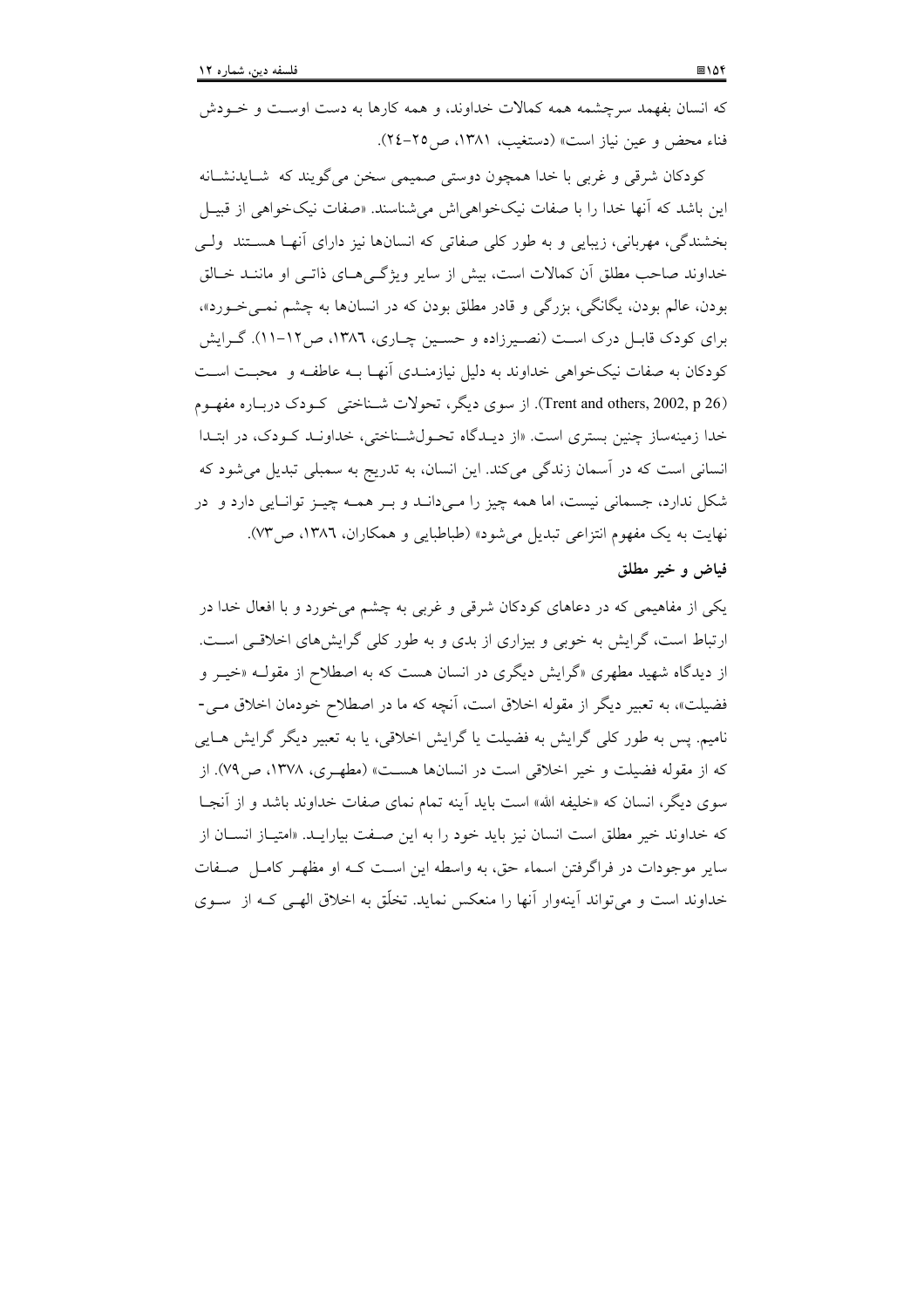که انسان بفهمد سرچشمه همه کمالات خداوند، و همه کارها به دست اوست و خودش فناء محض و عین نیاز است» (دستغیب، ۱۳۸۱، ص۲۵-۲٤).

کودکان شرقی و غربی با خدا همچون دوستی صمیمی سخن می‌گویند که شایدنشانه این باشد که آنها خدا را با صفات نیک‌خواهی‌اش می‌شناسند. «صفات نیک‌خواهی از قبیل بخشندگی، مهربانی، زیبایی و به طور کلی صفاتی که انسان‌ها نیز دارای آنها هستند ولی خداوند صاحب مطلق آن کمالات است، بیش از سایر ویژگی‌های ذاتی او مانند خالق بودن، عالم بودن، یگانگی، بزرگی و قادر مطلق بودن که در انسان‌ها به چشم نمی‌خورد»، برای کودک قابل درک است (نصیرزاده و حسین چاری، ۱۳۸٦، ص۱۲-۱۱). گرایش کودکان به صفات نیک‌خواهی خداوند به دلیل نیازمندی آنها به عاطفه و محبت است (Trent and others, 2002, p 26). از سوی دیگر، تحولات شناختی کودک درباره مفهوم خدا زمینه‌ساز چنین بستری است. «از دیدگاه تحول‌شناختی، خداوند کودک، در ابتدا انسانی است که در آسمان زندگی می‌کند. این انسان، به تدریج به سمبلی تبدیل می‌شود که شکل ندارد، جسمانی نیست، اما همه چیز را می‌داند و بر همه چیز توانایی دارد و در نهایت به یک مفهوم انتزاعی تبدیل می‌شود» (طباطبایی و همکاران، ۱۳۸٦، ص۷۳).

### فیاض و خیر مطلق

یکی از مفاهیمی که در دعاهای کودکان شرقی و غربی به چشم می‌خورد و با افعال خدا در ارتباط است، گرایش به خوبی و بیزاری از بدی و به طور کلی گرایش‌های اخلاقی است. از دیدگاه شهید مطهری «گرایش دیگری در انسان هست که به اصطلاح از مقوله «خیر و فضیلت»، به تعبیر دیگر از مقوله اخلاق است، آنچه که ما در اصطلاح خودمان اخلاق می‌نامیم. پس به طور کلی گرایش به فضیلت یا گرایش اخلاقی، یا به تعبیر دیگر گرایش هایی که از مقوله فضیلت و خیر اخلاقی است در انسان‌ها هست» (مطهری، ۱۳۷۸، ص۷۹). از سوی دیگر، انسان که «خلیفه الله» است باید آینه تمام نمای صفات خداوند باشد و از آنجا که خداوند خیر مطلق است انسان نیز باید خود را به این صفت بیاراید. «امتیاز انسان از سایر موجودات در فراگرفتن اسماء حق، به واسطه این است که او مظهر کامل صفات خداوند است و می‌تواند آینه‌وار آنها را منعکس نماید. تخلّق به اخلاق الهی که از سوی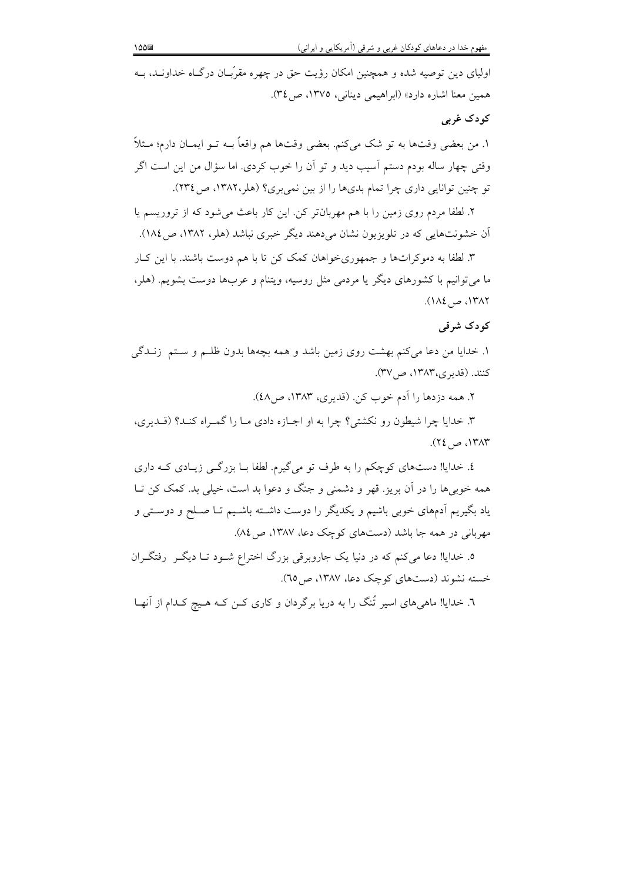اولیای دین توصیه شده و همچنین امکان رؤیت حق در چهره مقرّبـان درگـاه خداونـد، بـه همین معنا اشاره دارد» (ابراهیمی دینانی، ۱۳۷۵، ص۳٤).

### کودک غربی

۱. من بعضی وقت‌ها به تو شک می‌کنم. بعضی وقت‌ها هم واقعاً بـه تـو ایمـان دارم؛ مـثلاً وقتی چهار ساله بودم دستم آسیب دید و تو آن را خوب کردی. اما سؤال من این است اگر تو چنین توانایی داری چرا تمام بدی‌ها را از بین نمی‌بری؟ (هلر،۱۳۸۲، ص۲۳٤).

۲. لطفا مردم روی زمین را با هم مهربان‌تر کن. این کار باعث می‌شود که از تروریسم یا آن خشونت‌هایی که در تلویزیون نشان می‌دهند دیگر خبری نباشد (هلر، ۱۳۸۲، ص۱۸٤).

۳. لطفا به دموکرات‌ها و جمهوری‌خواهان کمک کن تا با هم دوست باشند. با این کـار ما می‌توانیم با کشورهای دیگر یا مردمی مثل روسیه، ویتنام و عرب‌ها دوست بشویم. (هلر، ۱۳۸۲، ص۱۸٤).

### کودک شرقی

۱. خدایا من دعا می‌کنم بهشت روی زمین باشد و همه بچه‌ها بدون ظلـم و سـتم زنـدگی کنند. (قدیری،۱۳۸۳، ص۳۷).

۲. همه دزدها را آدم خوب کن. (قدیری، ۱۳۸۳، ص٤٨).

۳. خدایا چرا شیطون رو نکشتی؟ چرا به او اجـازه دادی مـا را گمـراه کنـد؟ (قـدیری، ۱۳۸۳، ص۲٤).

٤. خدایا! دست‌های کوچکم را به طرف تو می‌گیرم. لطفا بـا بزرگـی زیـادی کـه داری همه خوبی‌ها را در آن بریز. قهر و دشمنی و جنگ و دعوا بد است، خیلی بد. کمک کن تـا یاد بگیریم آدم‌های خوبی باشیم و یکدیگر را دوست داشـته باشـیم تـا صـلح و دوسـتی و مهربانی در همه جا باشد (دست‌های کوچک دعا، ۱۳۸۷، ص٨٤).

٥. خدایا! دعا می‌کنم که در دنیا یک جاروبرقی بزرگ اختراع شـود تـا دیگـر رفتگـران خسته نشوند (دست‌های کوچک دعا، ۱۳۸۷، ص٦٥).

٦. خدایا! ماهی‌های اسیر تُنگ را به دریا برگردان و کاری کـن کـه هـیچ کـدام از آنهـا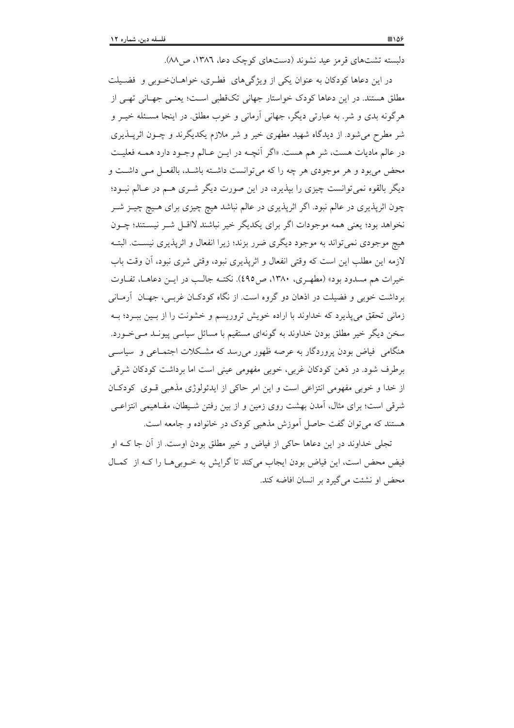دلبسته تشت‌های قرمز عید نشوند (دست‌های کوچک دعا، ۱۳۸٦، ص۸۸).

در این دعاها کودکان به عنوان یکی از ویژگی‌های فطری، خواهان‌خوبی و فضیلت مطلق هستند. در این دعاها کودک خواستار جهانی تک‌قطبی است؛ یعنی جهانی تهی از هرگونه بدی و شر. به عبارتی دیگر، جهانی آرمانی و خوب مطلق. در اینجا مسئله خیر و شر مطرح می‌شود. از دیدگاه شهید مطهری خیر و شر ملازم یکدیگرند و چون اثرپذیری در عالم مادیات هست، شر هم هست. «اگر آنچه در این عالم وجود دارد همه فعلیت محض می‌بود و هر موجودی هر چه را که می‌توانست داشته باشد، بالفعل می داشت و دیگر بالقوه نمی‌توانست چیزی را بپذیرد، در این صورت دیگر شری هم در عالم نبود؛ چون اثرپذیری در عالم نبود. اگر اثرپذیری در عالم نباشد هیچ چیزی برای هیچ چیز شر نخواهد بود؛ یعنی همه موجودات اگر برای یکدیگر خیر نباشند لااقل شر نیستند؛ چون هیچ موجودی نمی‌تواند به موجود دیگری ضرر بزند؛ زیرا انفعال و اثرپذیری نیست. البته لازمه این مطلب این است که وقتی انفعال و اثرپذیری نبود، وقتی شری نبود، آن وقت باب خیرات هم مسدود بود» (مطهری، ۱۳۸۰، ص٤۹۵). نکته جالب در این دعاها، تفاوت برداشت خوبی و فضیلت در اذهان دو گروه است. از نگاه کودکان غربی، جهان آرمانی زمانی تحقق می‌پذیرد که خداوند با اراده خویش تروریسم و خشونت را از بین ببرد؛ به سخن دیگر خیر مطلق بودن خداوند به گونه‌ای مستقیم با مسائل سیاسی پیوند می‌خورد. هنگامی فیاض بودن پروردگار به عرصه ظهور می‌رسد که مشکلات اجتماعی و سیاسی برطرف شود. در ذهن کودکان غربی، خوبی مفهومی عینی است اما برداشت کودکان شرقی از خدا و خوبی مفهومی انتزاعی است و این امر حاکی از ایدئولوژی مذهبی قوی کودکان شرقی است؛ برای مثال، آمدن بهشت روی زمین و از بین رفتن شیطان، مفاهیمی انتزاعی هستند که می‌توان گفت حاصل آموزش مذهبی کودک در خانواده و جامعه است.

تجلی خداوند در این دعاها حاکی از فیاض و خیر مطلق بودن اوست. از آن جا که او فیض محض است، این فیاض بودن ایجاب می‌کند تا گرایش به خوبی‌ها را که از کمال محض او نشئت می‌گیرد بر انسان افاضه کند.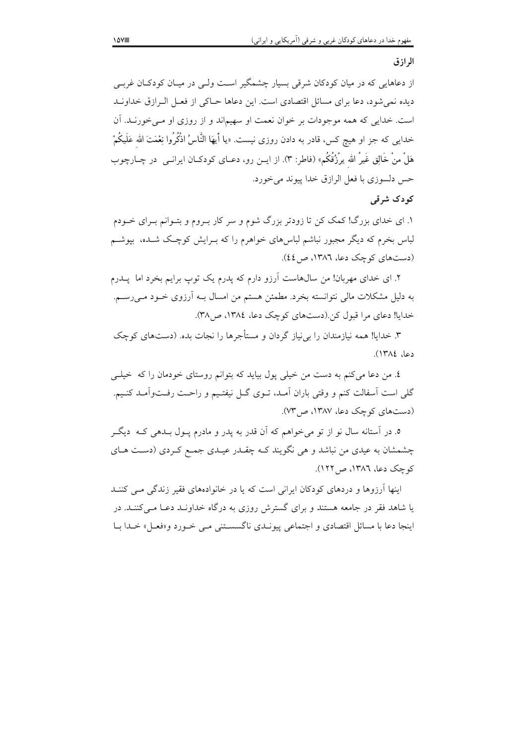### الرازق

از دعاهایی که در میان کودکان شرقی بسیار چشمگیر است ولی در میان کودکان غربی دیده نمی‌شود، دعا برای مسائل اقتصادی است. این دعاها حاکی از فعل الرازق خداوند است. خدایی که همه موجودات بر خوان نعمت او سهیم‌اند و از روزی او می‌خورند. آن خدایی که جز او هیچ کس، قادر به دادن روزی نیست. «یا أَیهَا النَّاسُ اذْکُرُوا نِعْمَتَ اللهِ عَلَیکُمْ هَلْ مِنْ خَالِقٍ غَیرُ اللهِ یرْزُقُکُم» (فاطر: ۳). از این رو، دعای کودکان ایرانی در چارچوب حس دلسوزی با فعل الرازق خدا پیوند می‌خورد.

### کودک شرقی

۱. ای خدای بزرگ! کمک کن تا زودتر بزرگ شوم و سر کار بروم و بتوانم برای خودم لباس بخرم که دیگر مجبور نباشم لباس‌های خواهرم را که برایش کوچک شده، بپوشم (دست‌های کوچک دعا، ۱۳۸٦، ص٤٤).

۲. ای خدای مهربان! من سال‌هاست آرزو دارم که پدرم یک توپ برایم بخرد اما پدرم به دلیل مشکلات مالی نتوانسته بخرد. مطمئن هستم من امسال به آرزوی خود می‌رسم. خدایا! دعای مرا قبول کن.(دست‌های کوچک دعا، ۱۳۸٤، ص۳۸).

۳. خدایا! همه نیازمندان را بی‌نیاز گردان و مستأجرها را نجات بده. (دست‌های کوچک دعا، ۱۳۸٤).

٤. من دعا می‌کنم به دست من خیلی پول بیاید که بتوانم روستای خودمان را که خیلی گلی است آسفالت کنم و وقتی باران آمد، توی گل نیفتیم و راحت رفت‌وآمد کنیم. (دست‌های کوچک دعا، ۱۳۸۷، ص۷۳).

٥. در آستانه سال نو از تو می‌خواهم که آن قدر به پدر و مادرم پول بدهی که دیگر چشمشان به عیدی من نباشد و هی نگویند که چقدر عیدی جمع کردی (دست های کوچک دعا، ۱۳۸٦، ص۱۲۲).

اینها آرزوها و دردهای کودکان ایرانی است که یا در خانواده‌های فقیر زندگی می کنند یا شاهد فقر در جامعه هستند و برای گسترش روزی به درگاه خداوند دعا می‌کنند. در اینجا دعا با مسائل اقتصادی و اجتماعی پیوندی ناگسستنی می خورد و «فعل» خدا با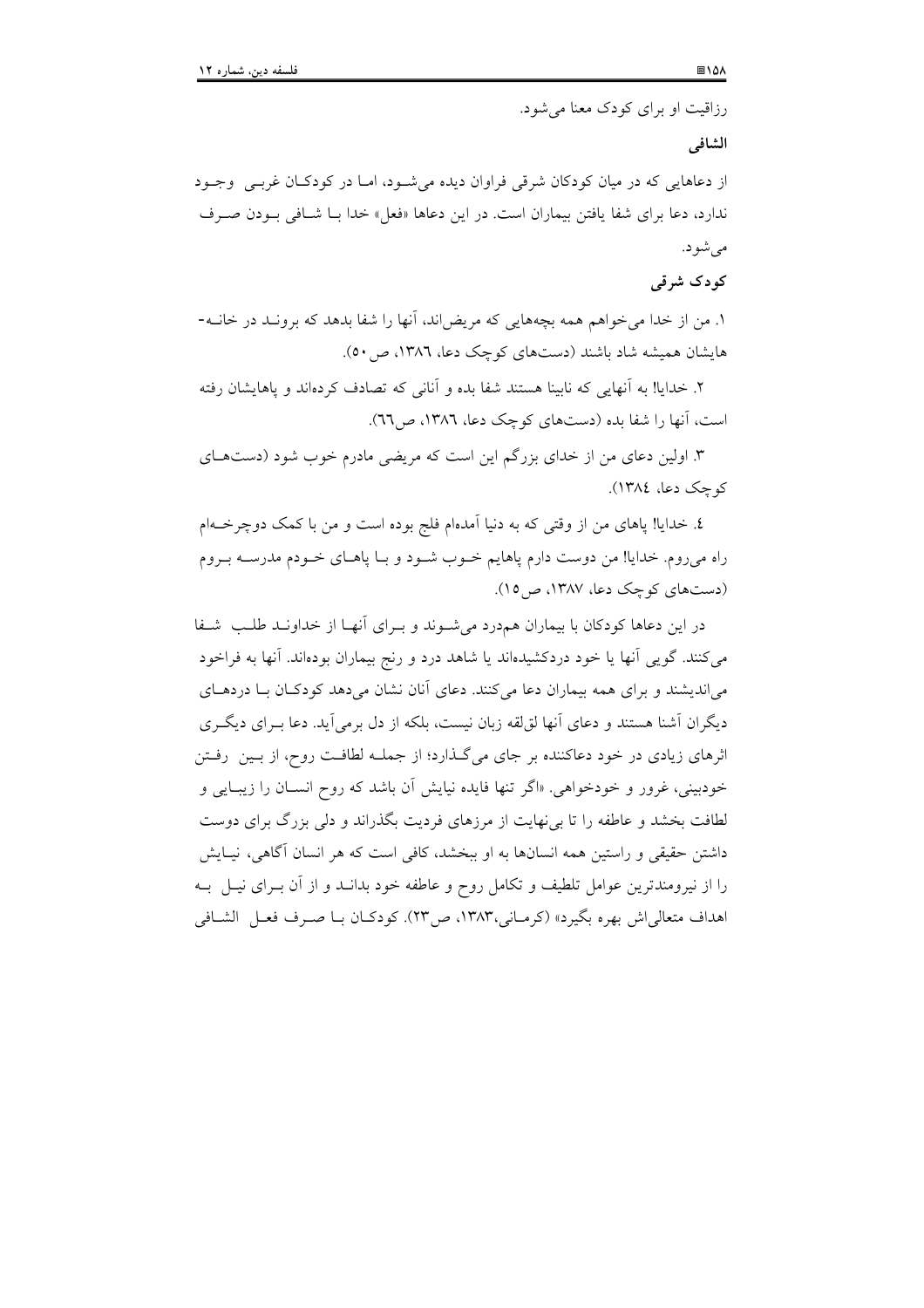رزاقیت او برای کودک معنا می‌شود.

**الشافی**

از دعاهایی که در میان کودکان شرقی فراوان دیده می‌شود، اما در کودکان غربی وجود ندارد، دعا برای شفا یافتن بیماران است. در این دعاها «فعل» خدا با شافی بودن صرف می‌شود.

**کودک شرقی**

۱. من از خدا می‌خواهم همه بچه‌هایی که مریض‌اند، آنها را شفا بدهد که بروند در خانه‌هایشان همیشه شاد باشند (دست‌های کوچک دعا، ۱۳۸۶، ص ۵۰).

۲. خدایا! به آنهایی که نابینا هستند شفا بده و آنانی که تصادف کرده‌اند و پاهایشان رفته است، آنها را شفا بده (دست‌های کوچک دعا، ۱۳۸۶، ص۶۶).

۳. اولین دعای من از خدای بزرگم این است که مریضی مادرم خوب شود (دست‌های کوچک دعا، ۱۳۸۴).

۴. خدایا! پاهای من از وقتی که به دنیا آمده‌ام فلج بوده است و من با کمک دوچرخه‌ام راه می‌روم. خدایا! من دوست دارم پاهایم خوب شود و با پاهای خودم مدرسه بروم (دست‌های کوچک دعا، ۱۳۸۷، ص۱۵).

در این دعاها کودکان با بیماران همدرد می‌شوند و برای آنها از خداوند طلب شفا می‌کنند. گویی آنها یا خود دردکشیده‌اند یا شاهد درد و رنج بیماران بوده‌اند. آنها به فراخود می‌اندیشند و برای همه بیماران دعا می‌کنند. دعای آنان نشان می‌دهد کودکان با دردهای دیگران آشنا هستند و دعای آنها لق‌لقه زبان نیست، بلکه از دل برمی‌آید. دعا برای دیگری اثرهای زیادی در خود دعاکننده بر جای می‌گذارد؛ از جمله لطافت روح، از بین رفتن خودبینی، غرور و خودخواهی. «اگر تنها فایده نیایش آن باشد که روح انسان را زیبایی و لطافت بخشد و عاطفه را تا بی‌نهایت از مرزهای فردیت بگذراند و دلی بزرگ برای دوست داشتن حقیقی و راستین همه انسانها به او ببخشد، کافی است که هر انسان آگاهی، نیایش را از نیرومندترین عوامل تلطیف و تکامل روح و عاطفه خود بداند و از آن برای نیل به اهداف متعالی‌اش بهره بگیرد» (کرمانی،۱۳۸۳، ص۲۳). کودکان با صرف فعل الشافی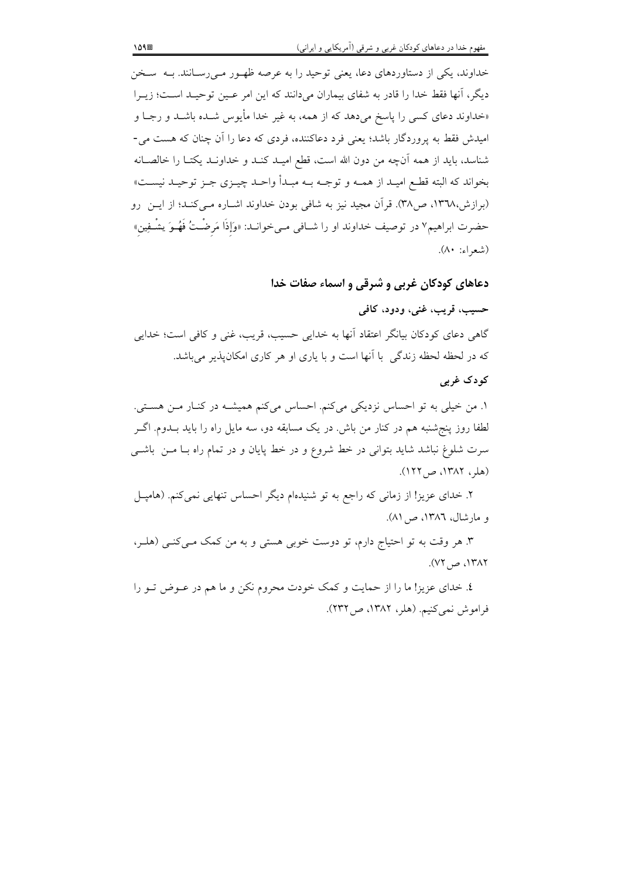خداوند، یکی از دستاوردهای دعا، یعنی توحید را به عرصه ظهور می‌رسانند. به سخن دیگر، آنها فقط خدا را قادر به شفای بیماران می‌دانند که این امر عین توحید است؛ زیرا «خداوند دعای کسی را پاسخ می‌دهد که از همه، به غیر خدا مأیوس شده باشد و رجا و امیدش فقط به پروردگار باشد؛ یعنی فرد دعاکننده، فردی که دعا را آن چنان که هست می‌شناسد، باید از همه آن‌چه من دون الله است، قطع امید کند و خداوند یکتا را خالصانه بخواند که البته قطع امید از همه و توجه به مبدأ واحد چیزی جز توحید نیست» (برازش،۱۳٦۸، ص۳۸). قرآن مجید نیز به شافی بودن خداوند اشاره می‌کند؛ از این رو حضرت ابراهیم۷ در توصیف خداوند او را شافی می‌خواند: «وَإِذَا مَرِضْتُ فَهُوَ يشْفِينِ» (شعراء: ۸۰).

## دعاهای کودکان غربی و شرقی و اسماء صفات خدا

### حسیب، قریب، غنی، ودود، کافی

گاهی دعای کودکان بیانگر اعتقاد آنها به خدایی حسیب، قریب، غنی و کافی است؛ خدایی که در لحظه لحظه زندگی با آنها است و با یاری او هر کاری امکان‌پذیر می‌باشد.

### کودک غربی

۱. من خیلی به تو احساس نزدیکی می‌کنم. احساس می‌کنم همیشه در کنار من هستی. لطفا روز پنج‌شنبه هم در کنار من باش. در یک مسابقه دو، سه مایل راه را باید بدوم. اگر سرت شلوغ نباشد شاید بتوانی در خط شروع و در خط پایان و در تمام راه با من باشی (هلر، ۱۳۸۲، ص۱۲۲).

۲. خدای عزیز! از زمانی که راجع به تو شنیده‌ام دیگر احساس تنهایی نمی‌کنم. (هامپل و مارشال، ۱۳۸٦، ص ۸۱).

۳. هر وقت به تو احتیاج دارم، تو دوست خوبی هستی و به من کمک می‌کنی (هلر، ۱۳۸۲، ص۷۲).

٤. خدای عزیز! ما را از حمایت و کمک خودت محروم نکن و ما هم در عوض تو را فراموش نمی‌کنیم. (هلر، ۱۳۸۲، ص۲۳۲).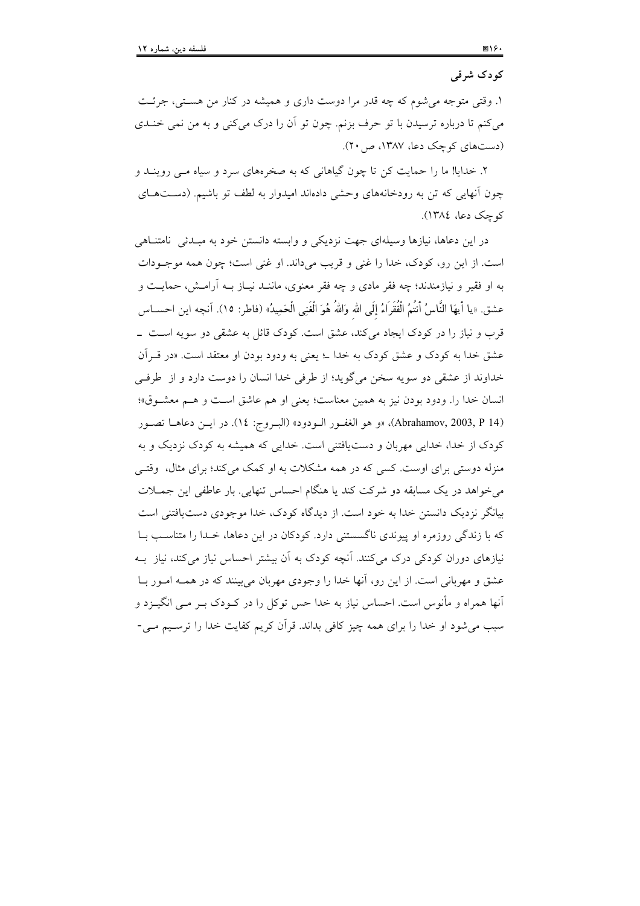### کودک شرقی

۱. وقتی متوجه می‌شوم که چه قدر مرا دوست داری و همیشه در کنار من هستی، جرئت می‌کنم تا درباره ترسیدن با تو حرف بزنم. چون تو آن را درک می‌کنی و به من نمی خندی (دست‌های کوچک دعا، ۱۳۸۷، ص ۲۰).

۲. خدایا! ما را حمایت کن تا چون گیاهانی که به صخره‌های سرد و سیاه می رویند و چون آنهایی که تن به رودخانه‌های وحشی داده‌اند امیدوار به لطف تو باشیم. (دست‌های کوچک دعا، ۱۳۸٤).

در این دعاها، نیازها وسیله‌ای جهت نزدیکی و وابسته دانستن خود به مبدئی نامتناهی است. از این رو، کودک، خدا را غنی و قریب می‌داند. او غنی است؛ چون همه موجودات به او فقیر و نیازمندند؛ چه فقر مادی و چه فقر معنوی، مانند نیاز به آرامش، حمایت و عشق. «یا أَیهَا النَّاسُ أَنْتُمُ الْفُقَرَاءُ إِلَی اللهِ وَاللهُ هُوَ الْغَنِی الْحَمِیدُ» (فاطر: ١٥). آنچه این احساس قرب و نیاز را در کودک ایجاد می‌کند، عشق است. کودک قائل به عشقی دو سویه است ـ عشق خدا به کودک و عشق کودک به خدا ـ؛ یعنی به ودود بودن او معتقد است. «در قرآن خداوند از عشقی دو سویه سخن می‌گوید؛ از طرفی خدا انسان را دوست دارد و از طرفی انسان خدا را. ودود بودن نیز به همین معناست؛ یعنی او هم عاشق است و هم معشوق»؛ (Abrahamov, 2003, P 14)، «و هو الغفور الودود» (البروج: ١٤). در این دعاها تصور کودک از خدا، خدایی مهربان و دست‌یافتنی است. خدایی که همیشه به کودک نزدیک و به منزله دوستی برای اوست. کسی که در همه مشکلات به او کمک می‌کند؛ برای مثال، وقتی می‌خواهد در یک مسابقه دو شرکت کند یا هنگام احساس تنهایی. بار عاطفی این جملات بیانگر نزدیک دانستن خدا به خود است. از دیدگاه کودک، خدا موجودی دست‌یافتنی است که با زندگی روزمره او پیوندی ناگسستنی دارد. کودکان در این دعاها، خدا را متناسب با نیازهای دوران کودکی درک می‌کنند. آنچه کودک به آن بیشتر احساس نیاز می‌کند، نیاز به عشق و مهربانی است. از این رو، آنها خدا را وجودی مهربان می‌بینند که در همه امور با آنها همراه و مأنوس است. احساس نیاز به خدا حس توکل را در کودک بر می انگیزد و سبب می‌شود او خدا را برای همه چیز کافی بداند. قرآن کریم کفایت خدا را ترسیم می-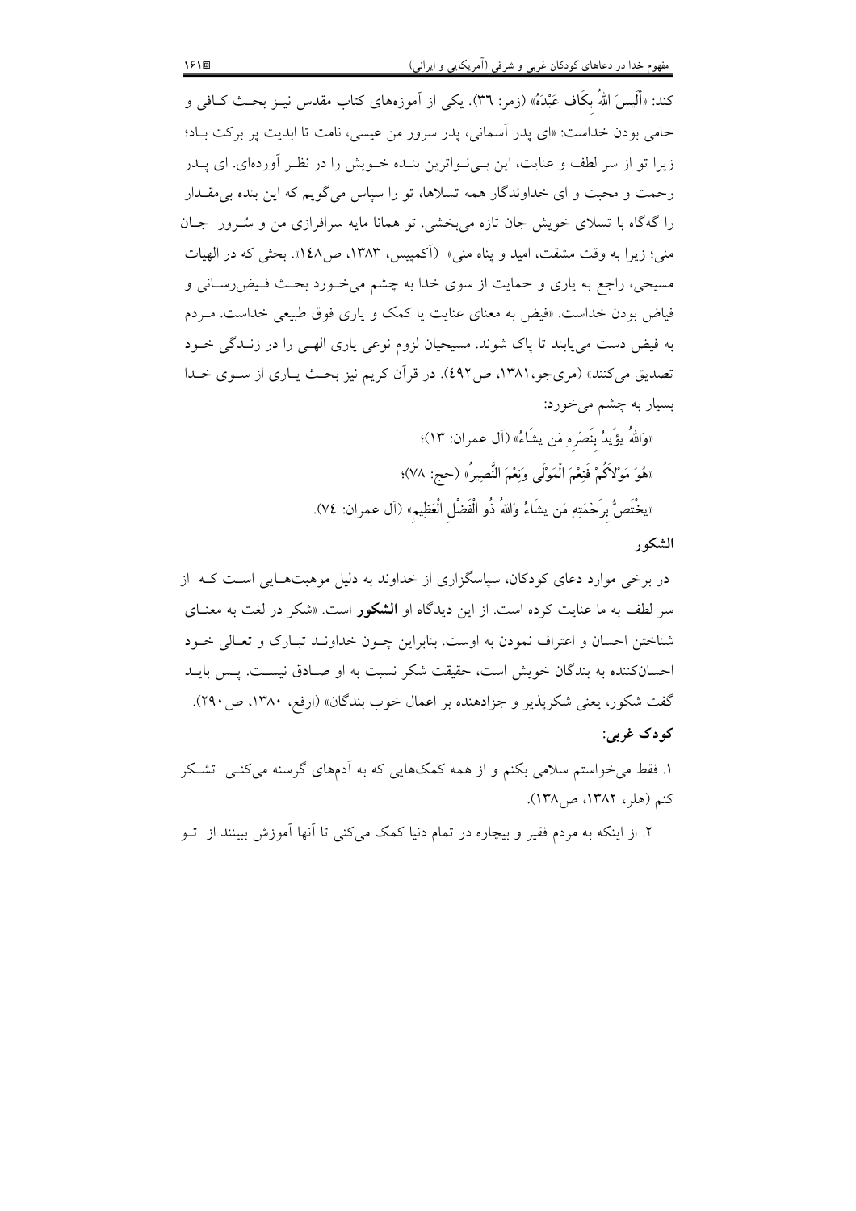کند: «أَلَيسَ اللهُ بِكَافٍ عَبْدَهُ» (زمر: ٣٦). یکی از آموزه‌های کتاب مقدس نیز بحث کافی و حامی بودن خداست: «ای پدر آسمانی، پدر سرور من عیسی، نامت تا ابدیت پر برکت باد؛ زیرا تو از سر لطف و عنایت، این بی‌نواترین بنده خویش را در نظر آورده‌ای. ای پدر رحمت و محبت و ای خداوندگار همه تسلاها، تو را سپاس می‌گویم که این بنده بی‌مقدار را گه‌گاه با تسلای خویش جان تازه می‌بخشی. تو همانا مایه سرافرازی من و سُرور جان منی؛ زیرا به وقت مشقت، امید و پناه منی» (آکمپیس، ١٣٨٣، ص١٤٨). بحثی که در الهیات مسیحی، راجع به یاری و حمایت از سوی خدا به چشم می‌خورد بحث فیض‌رسانی و فیاض بودن خداست. «فیض به معنای عنایت یا کمک و یاری فوق طبیعی خداست. مردم به فیض دست می‌یابند تا پاک شوند. مسیحیان لزوم نوعی یاری الهی را در زندگی خود تصدیق می‌کنند» (مری‌جو، ١٣٨١، ص٤٩٢). در قرآن کریم نیز بحث یاری از سوی خدا بسیار به چشم می‌خورد:

«وَاللهُ يؤَيدُ بِنَصْرِهِ مَن يشَاءُ» (آل عمران: ١٣)؛

«هُوَ مَوْلاكُمْ فَنِعْمَ الْمَوْلَى وَنِعْمَ النَّصِيرُ» (حج: ٧٨)؛

«يخْتَصُّ بِرَحْمَتِهِ مَن يشَاءُ وَاللهُ ذُو الْفَضْلِ الْعَظِيمِ» (آل عمران: ٧٤).

### الشکور

در برخی موارد دعای کودکان، سپاسگزاری از خداوند به دلیل موهبت‌هایی است که از سر لطف به ما عنایت کرده است. از این دیدگاه او **الشکور** است. «شکر در لغت به معنای شناختن احسان و اعتراف نمودن به اوست. بنابراین چون خداوند تبارک و تعالی خود احسان‌کننده به بندگان خویش است، حقیقت شکر نسبت به او صادق نیست. پس باید گفت شکور، یعنی شکرپذیر و جزادهنده بر اعمال خوب بندگان» (ارفع، ١٣٨٠، ص٢٩٠).

### کودک غربی:

١. فقط می‌خواستم سلامی بکنم و از همه کمک‌هایی که به آدم‌های گرسنه می‌کنی تشکر کنم (هلر، ١٣٨٢، ص١٣٨).

٢. از اینکه به مردم فقیر و بیچاره در تمام دنیا کمک می‌کنی تا آنها آموزش ببینند از تو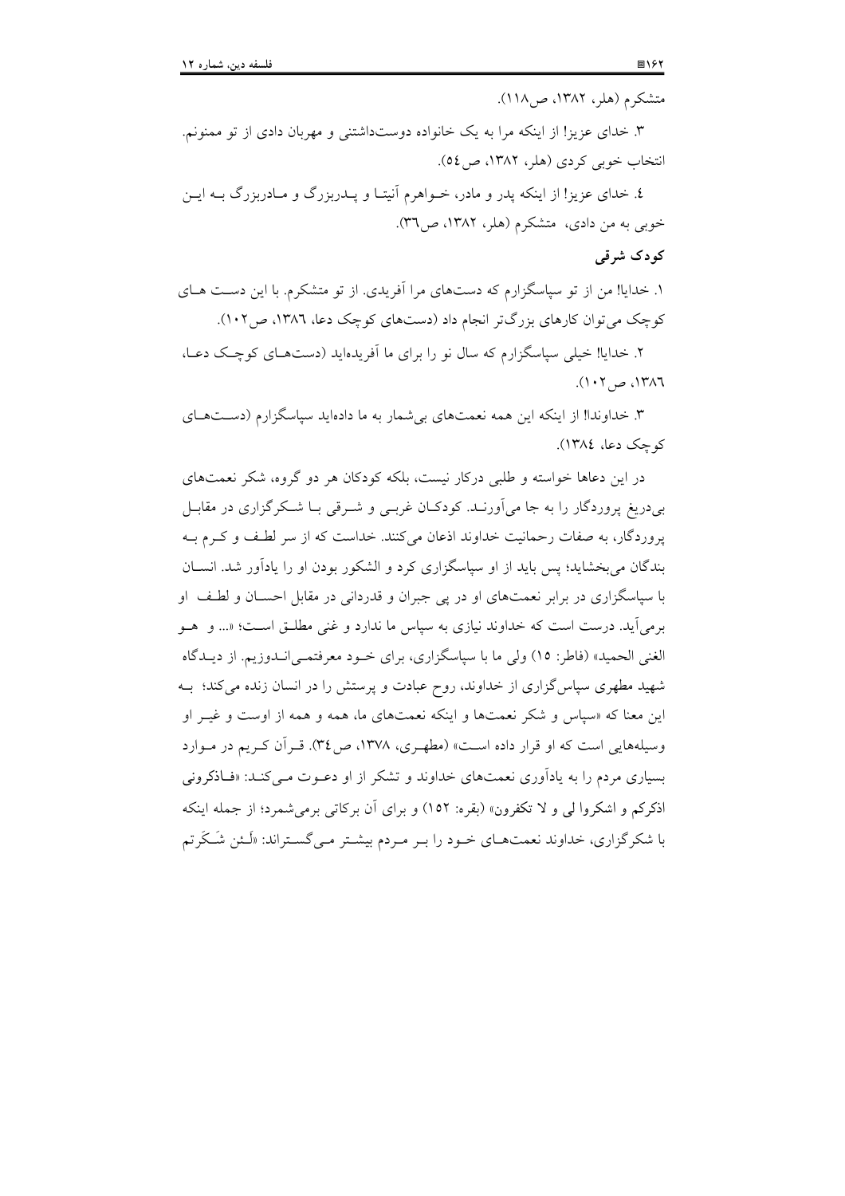متشکرم (هلر، ۱۳۸۲، ص۱۱۸).

۳. خدای عزیز! از اینکه مرا به یک خانواده دوست‌داشتنی و مهربان دادی از تو ممنونم. انتخاب خوبی کردی (هلر، ۱۳۸۲، ص۵٤).

٤. خدای عزیز! از اینکه پدر و مادر، خواهرم آنیتا و پدربزرگ و مادربزرگ به این خوبی به من دادی، متشکرم (هلر، ۱۳۸۲، ص۳٦).

### کودک شرقی

۱. خدایا! من از تو سپاسگزارم که دست‌های مرا آفریدی. از تو متشکرم. با این دست های کوچک می‌توان کارهای بزرگ‌تر انجام داد (دست‌های کوچک دعا، ۱۳۸٦، ص۱۰۲).

۲. خدایا! خیلی سپاسگزارم که سال نو را برای ما آفریده‌اید (دست‌های کوچک دعا، ۱۳۸٦، ص۱۰۲).

۳. خداوندا! از اینکه این همه نعمت‌های بی‌شمار به ما داده‌اید سپاسگزارم (دست‌های کوچک دعا، ۱۳۸٤).

در این دعاها خواسته و طلبی درکار نیست، بلکه کودکان هر دو گروه، شکر نعمت‌های بی‌دریغ پروردگار را به جا می‌آورند. کودکان غربی و شرقی با شکرگزاری در مقابل پروردگار، به صفات رحمانیت خداوند اذعان می‌کنند. خداست که از سر لطف و کرم به بندگان می‌بخشاید؛ پس باید از او سپاسگزاری کرد و الشکور بودن او را یادآور شد. انسان با سپاسگزاری در برابر نعمت‌های او در پی جبران و قدردانی در مقابل احسان و لطف او برمی‌آید. درست است که خداوند نیازی به سپاس ما ندارد و غنی مطلق است؛ «... و هو الغنی الحمید» (فاطر: ۱۵) ولی ما با سپاسگزاری، برای خود معرفتمی‌اندوزیم. از دیدگاه شهید مطهری سپاس‌گزاری از خداوند، روح عبادت و پرستش را در انسان زنده می‌کند؛ به این معنا که «سپاس و شکر نعمت‌ها و اینکه نعمت‌های ما، همه و همه از اوست و غیر او وسیله‌هایی است که او قرار داده است» (مطهری، ۱۳۷۸، ص۳٤). قرآن کریم در موارد بسیاری مردم را به یادآوری نعمت‌های خداوند و تشکر از او دعوت می‌کند: «فاذکرونی اذکرکم و اشکروا لی و لا تکفرون» (بقره: ۱۵۲) و برای آن برکاتی برمی‌شمرد؛ از جمله اینکه با شکرگزاری، خداوند نعمت‌های خود را بر مردم بیشتر می‌گستراند: «لَئن شَکَرتم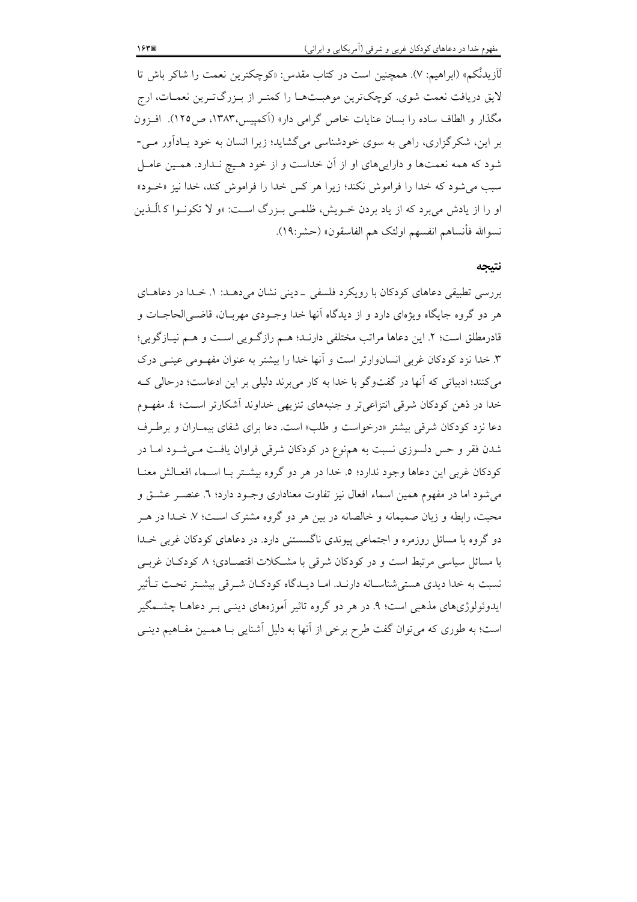لَأَزیدنَّکم» (ابراهیم: ۷). همچنین است در کتاب مقدس: «کوچکترین نعمت را شاکر باش تا لایق دریافت نعمت شوی. کوچک‌ترین موهبت‌ها را کمتر از بزرگ‌ترین نعمات، ارج مگذار و الطاف ساده را بسان عنایات خاص گرامی دار» (آکمپیس،۱۳۸۳، ص۱۲۵). افزون بر این، شکرگزاری، راهی به سوی خودشناسی می‌گشاید؛ زیرا انسان به خود یادآور می‌شود که همه نعمت‌ها و دارایی‌های او از آن خداست و از خود هیچ ندارد. همین عامل سبب می‌شود که خدا را فراموش نکند؛ زیرا هر کس خدا را فراموش کند، خدا نیز «خود» او را از یادش می‌برد که از یاد بردن خویش، ظلمی بزرگ است: «و لا تکونوا کالّذین نسوالله فأنساهم انفسهم اولئک هم الفاسقون» (حشر:۱۹).

## نتیجه

بررسی تطبیقی دعاهای کودکان با رویکرد فلسفی ـ دینی نشان می‌دهد: ۱. خدا در دعاهای هر دو گروه جایگاه ویژه‌ای دارد و از دیدگاه آنها خدا وجودی مهربان، قاضی‌الحاجات و قادرمطلق است؛ ۲. این دعاها مراتب مختلفی دارند؛ هم رازگویی است و هم نیازگویی؛ ۳. خدا نزد کودکان غربی انسان‌وارتر است و آنها خدا را بیشتر به عنوان مفهومی عینی درک می‌کنند؛ ادبیاتی که آنها در گفت‌وگو با خدا به کار می‌برند دلیلی بر این ادعاست؛ درحالی که خدا در ذهن کودکان شرقی انتزاعی‌تر و جنبه‌های تنزیهی خداوند آشکارتر است؛ ٤. مفهوم دعا نزد کودکان شرقی بیشتر «درخواست و طلب» است. دعا برای شفای بیماران و برطرف شدن فقر و حس دلسوزی نسبت به همنوع در کودکان شرقی فراوان یافت می‌شود اما در کودکان غربی این دعاها وجود ندارد؛ ٥. خدا در هر دو گروه بیشتر با اسماء افعالش معنا می‌شود اما در مفهوم همین اسماء افعال نیز تفاوت معناداری وجود دارد؛ ٦. عنصر عشق و محبت، رابطه و زبان صمیمانه و خالصانه در بین هر دو گروه مشترک است؛ ۷. خدا در هر دو گروه با مسائل روزمره و اجتماعی پیوندی ناگسستنی دارد. در دعاهای کودکان غربی خدا با مسائل سیاسی مرتبط است و در کودکان شرقی با مشکلات اقتصادی؛ ۸. کودکان غربی نسبت به خدا دیدی هستی‌شناسانه دارند. اما دیدگاه کودکان شرقی بیشتر تحت تأثیر ایدوئولوژی‌های مذهبی است؛ ۹. در هر دو گروه تاثیر آموزه‌های دینی بر دعاها چشمگیر است؛ به طوری که می‌توان گفت طرح برخی از آنها به دلیل آشنایی با همین مفاهیم دینی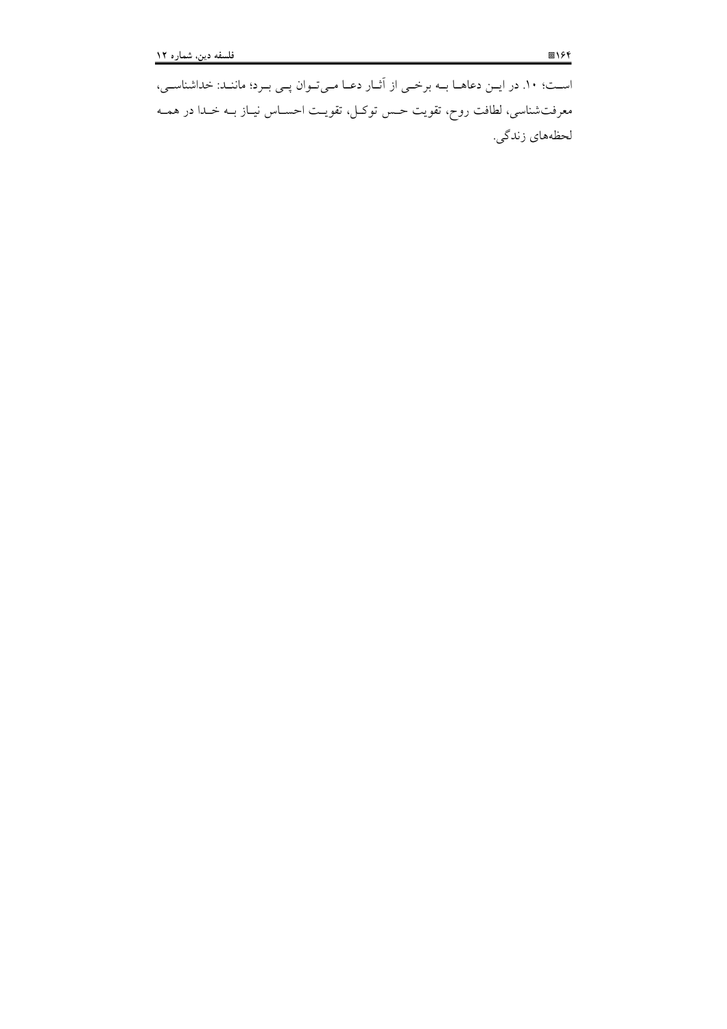است؛ ۱۰. در این دعاها به برخی از آثار دعا می‌توان پی برد؛ مانند: خداشناسی، معرفت‌شناسی، لطافت روح، تقویت حس توکل، تقویت احساس نیاز به خدا در همه لحظه‌های زندگی.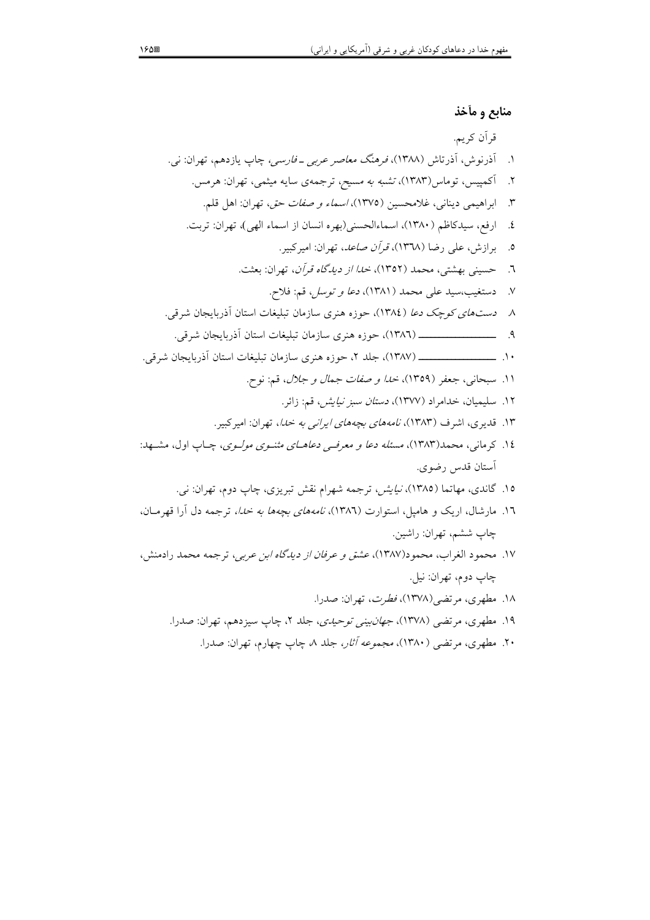## منابع و مآخذ

قرآن کریم.

۱. آذرنوش، آذرتاش (۱۳۸۸)، *فرهنگ معاصر عربی ـ فارسی*، چاپ یازدهم، تهران: نی.

۲. آکمپیس، توماس(۱۳۸۳)، *تشبه به مسیح*، ترجمه‌ی سایه میثمی، تهران: هرمس.

۳. ابراهیمی دینانی، غلامحسین (۱۳۷۵)، *اسماء و صفات حق*، تهران: اهل قلم.

٤. ارفع، سیدکاظم (۱۳۸۰)، اسماءالحسنی(بهره انسان از اسماء الهی)، تهران: تربت.

٥. برازش، علی رضا (۱۳٦۸)، *قرآن صاعد*، تهران: امیرکبیر.

٦. حسینی بهشتی، محمد (۱۳۵۲)، *خدا از دیدگاه قرآن*، تهران: بعثت.

۷. دستغیب،سید علی محمد (۱۳۸۱)، *دعا و توسل*، قم: فلاح.

۸. *دست‌های کوچک دعا* (۱۳۸٤)، حوزه هنری سازمان تبلیغات استان آذربایجان شرقی.

۹. ـــــــــــــــــــ (۱۳۸٦)، حوزه هنری سازمان تبلیغات استان آذربایجان شرقی.

۱۰. ـــــــــــــــــــ (۱۳۸۷)، جلد ۲، حوزه هنری سازمان تبلیغات استان آذربایجان شرقی.

۱۱. سبحانی، جعفر (۱۳۵۹)، *خدا و صفات جمال و جلال*، قم: نوح.

۱۲. سلیمیان، خدامراد (۱۳۷۷)، *دستان سبز نیایش*، قم: زائر.

۱۳. قدیری، اشرف (۱۳۸۳)، *نامه‌های بچه‌های ایرانی به خدا*، تهران: امیرکبیر.

۱٤. کرمانی، محمد(۱۳۸۳)، *مسئله دعا و معرفی دعاهای مثنوی مولوی*، چاپ اول، مشهد: آستان قدس رضوی.

۱۵. گاندی، مهاتما (۱۳۸۵)، *نیایش*، ترجمه شهرام نقش تبریزی، چاپ دوم، تهران: نی.

۱٦. مارشال، اریک و هامپل، استوارت (۱۳۸٦)، *نامه‌های بچه‌ها به خدا*، ترجمه دل آرا قهرمان، چاپ ششم، تهران: راشین.

۱۷. محمود الغراب، محمود(۱۳۸۷)، *عشق و عرفان از دیدگاه ابن عربی*، ترجمه محمد رادمنش، چاپ دوم، تهران: نیل.

۱۸. مطهری، مرتضی(۱۳۷۸)، *فطرت*، تهران: صدرا.

۱۹. مطهری، مرتضی (۱۳۷۸)، *جهان‌بینی توحیدی*، جلد ۲، چاپ سیزدهم، تهران: صدرا.

۲۰. مطهری، مرتضی (۱۳۸۰)، *مجموعه آثار*، جلد ۸، چاپ چهارم، تهران: صدرا.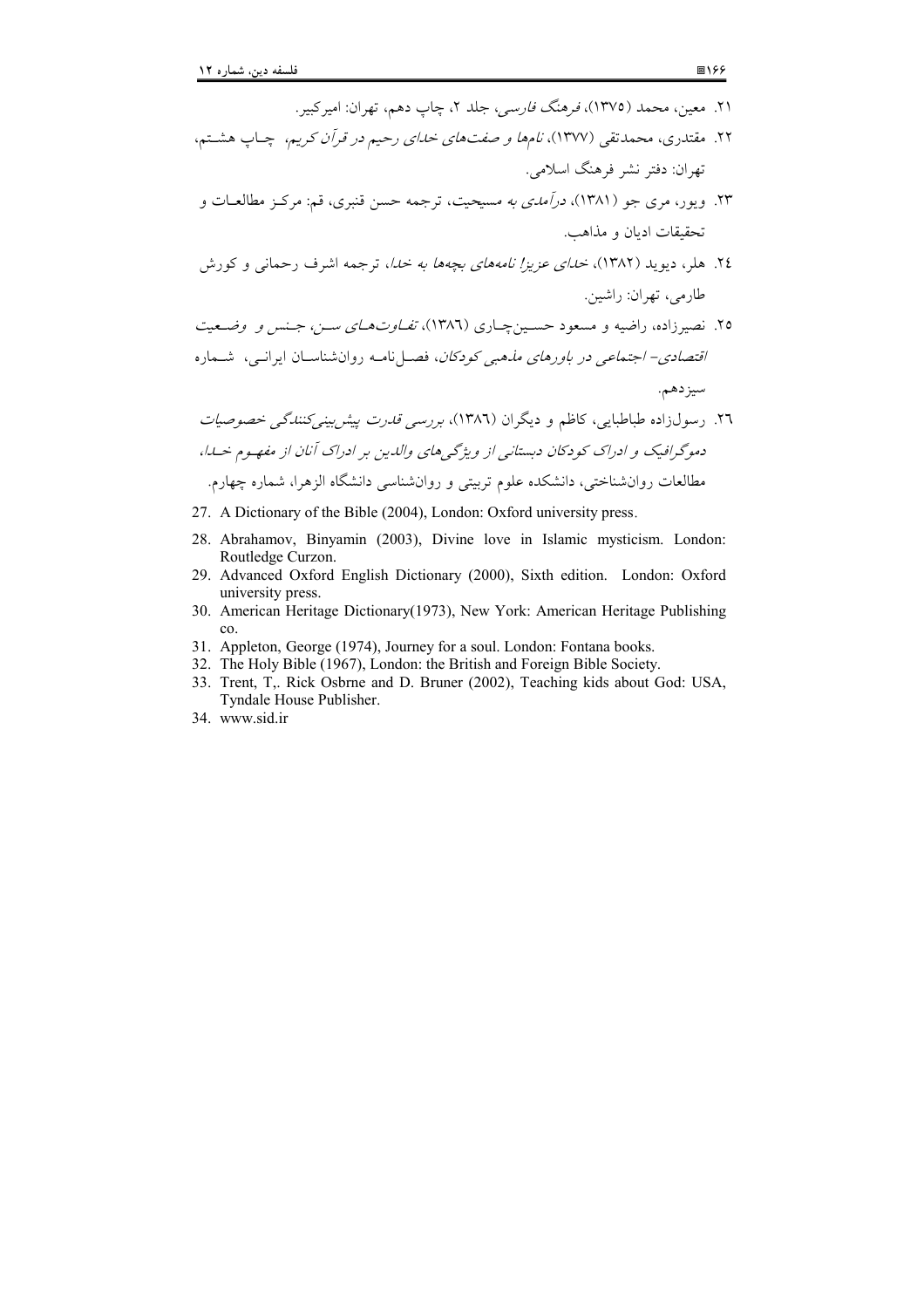۲۱. معین، محمد (۱۳۷۵)، *فرهنگ فارسی*، جلد ۲، چاپ دهم، تهران: امیرکبیر.

۲۲. مقتدری، محمدتقی (۱۳۷۷)، *نام‌ها و صفت‌های خدای رحیم در قرآن کریم*، چاپ هشتم، تهران: دفتر نشر فرهنگ اسلامی.

۲۳. ویور، مری جو (۱۳۸۱)، *درآمدی به مسیحیت*، ترجمه حسن قنبری، قم: مرکز مطالعات و تحقیقات ادیان و مذاهب.

۲٤. هلر، دیوید (۱۳۸۲)، *خدای عزیز! نامه‌های بچه‌ها به خدا*، ترجمه اشرف رحمانی و کورش طارمی، تهران: راشین.

۲۵. نصیرزاده، راضیه و مسعود حسین‌چاری (۱۳۸٦)، *تفاوت‌های سن، جنس و وضعیت اقتصادی- اجتماعی در باورهای مذهبی کودکان*، فصل‌نامه روان‌شناسان ایرانی، شماره سیزدهم.

۲٦. رسول‌زاده طباطبایی، کاظم و دیگران (۱۳۸٦)، *بررسی قدرت پیش‌بینی‌کنندگی خصوصیات دموگرافیک و ادراک کودکان دبستانی از ویژگی‌های والدین بر ادراک آنان از مفهوم خدا*، مطالعات روان‌شناختی، دانشکده علوم تربیتی و روان‌شناسی دانشگاه الزهرا، شماره چهارم.

27. A Dictionary of the Bible (2004), London: Oxford university press.
28. Abrahamov, Binyamin (2003), Divine love in Islamic mysticism. London: Routledge Curzon.
29. Advanced Oxford English Dictionary (2000), Sixth edition. London: Oxford university press.
30. American Heritage Dictionary(1973), New York: American Heritage Publishing co.
31. Appleton, George (1974), Journey for a soul. London: Fontana books.
32. The Holy Bible (1967), London: the British and Foreign Bible Society.
33. Trent, T,. Rick Osbrne and D. Bruner (2002), Teaching kids about God: USA, Tyndale House Publisher.
34. www.sid.ir